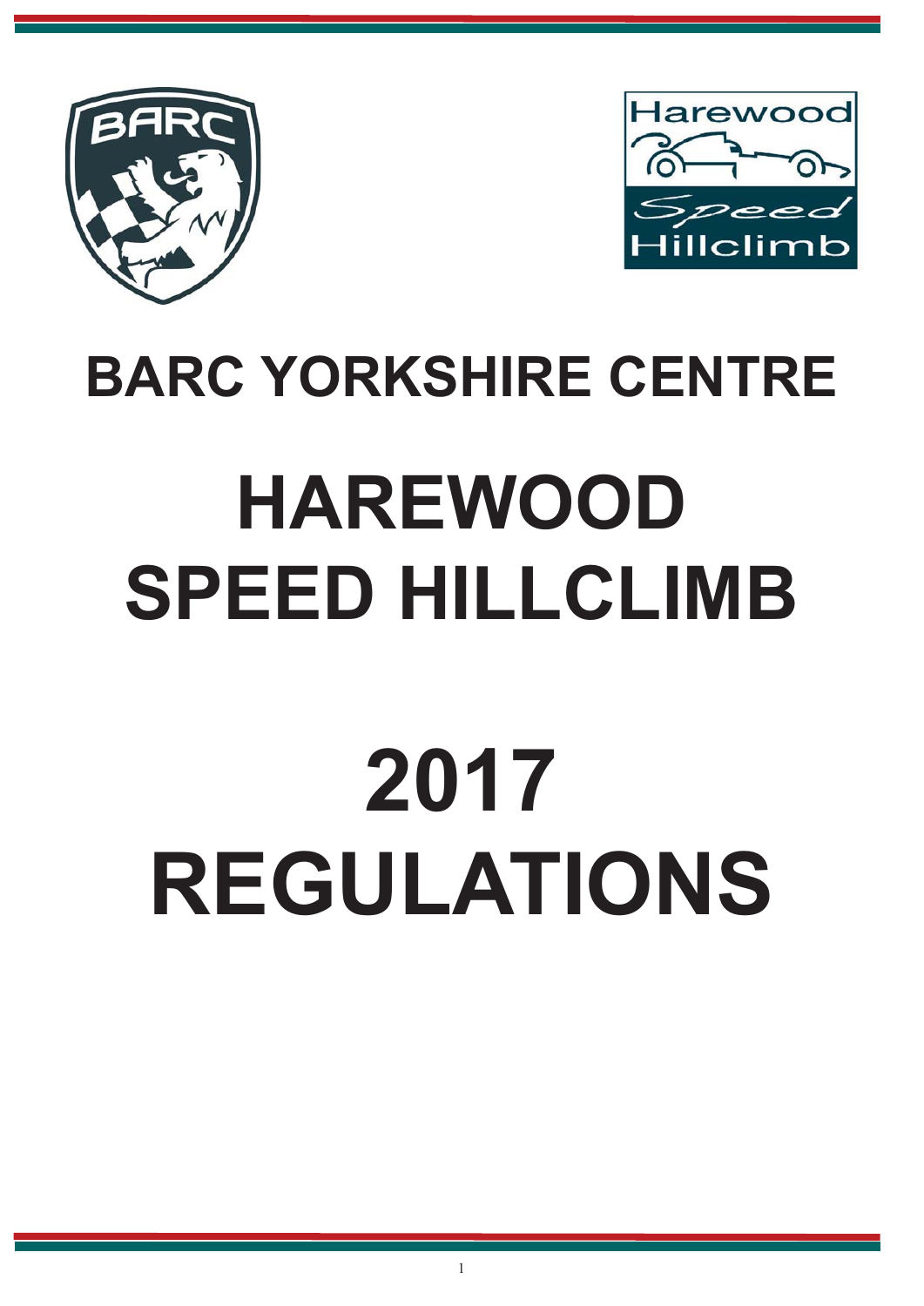# BARC YORKSHIRE CENTRE

# HAREWOOD SPEED HILLCLIMB

# 2017 REGULATIONS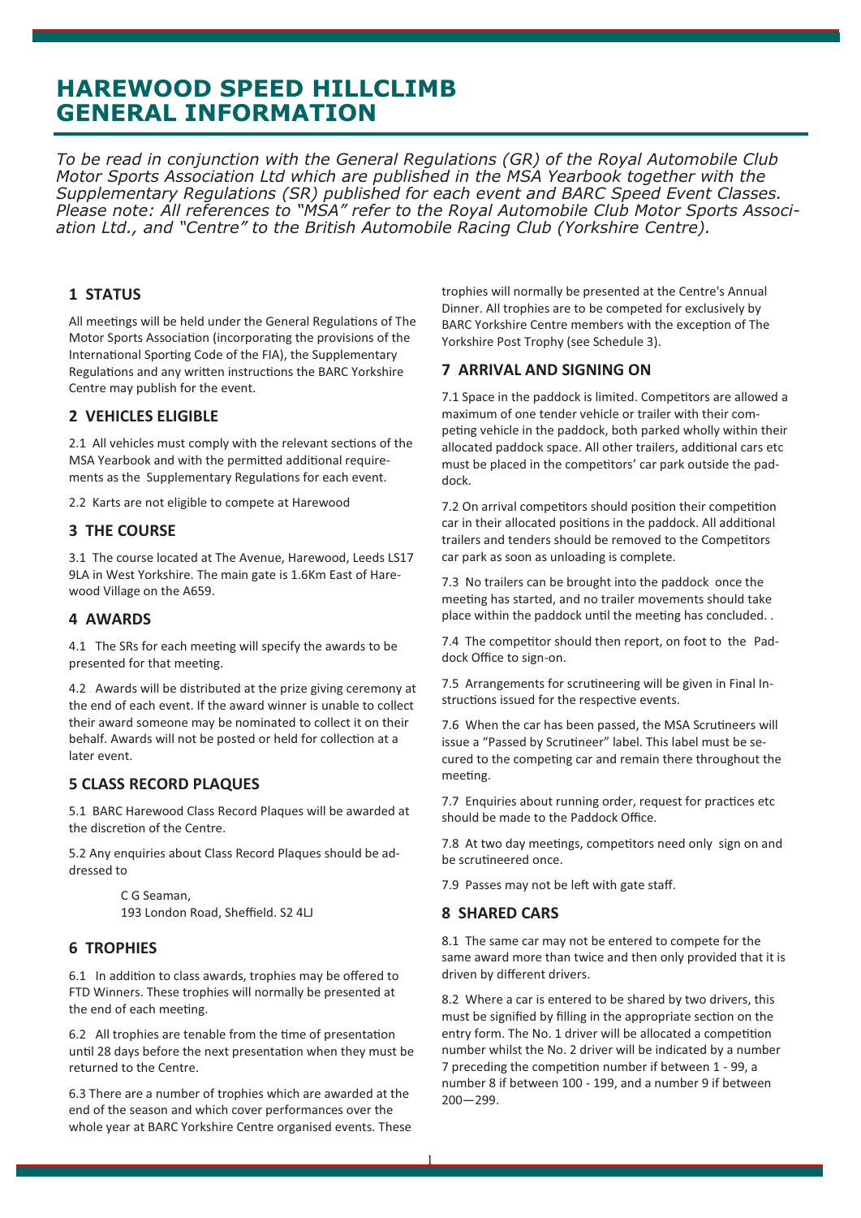# HAREWOOD SPEED HILLCLIMB GENERAL INFORMATION

*To be read in conjunction with the General Regulations (GR) of the Royal Automobile Club Motor Sports Association Ltd which are published in the MSA Yearbook together with the Supplementary Regulations (SR) published for each event and BARC Speed Event Classes. Please note: All references to "MSA" refer to the Royal Automobile Club Motor Sports Association Ltd., and "Centre" to the British Automobile Racing Club (Yorkshire Centre).*

## 1 STATUS

All meetings will be held under the General Regulations of The Motor Sports Association (incorporating the provisions of the International Sporting Code of the FIA), the Supplementary Regulations and any written instructions the BARC Yorkshire Centre may publish for the event.

## 2 VEHICLES ELIGIBLE

2.1 All vehicles must comply with the relevant sections of the MSA Yearbook and with the permitted additional requirements as the Supplementary Regulations for each event.

2.2 Karts are not eligible to compete at Harewood

## 3 THE COURSE

3.1 The course located at The Avenue, Harewood, Leeds LS17 9LA in West Yorkshire. The main gate is 1.6Km East of Harewood Village on the A659.

## 4 AWARDS

4.1 The SRs for each meeting will specify the awards to be presented for that meeting.

4.2 Awards will be distributed at the prize giving ceremony at the end of each event. If the award winner is unable to collect their award someone may be nominated to collect it on their behalf. Awards will not be posted or held for collection at a later event.

## 5 CLASS RECORD PLAQUES

5.1 BARC Harewood Class Record Plaques will be awarded at the discretion of the Centre.

5.2 Any enquiries about Class Record Plaques should be addressed to

C G Seaman,
193 London Road, Sheffield. S2 4LJ

## 6 TROPHIES

6.1 In addition to class awards, trophies may be offered to FTD Winners. These trophies will normally be presented at the end of each meeting.

6.2 All trophies are tenable from the time of presentation until 28 days before the next presentation when they must be returned to the Centre.

6.3 There are a number of trophies which are awarded at the end of the season and which cover performances over the whole year at BARC Yorkshire Centre organised events. These trophies will normally be presented at the Centre's Annual Dinner. All trophies are to be competed for exclusively by BARC Yorkshire Centre members with the exception of The Yorkshire Post Trophy (see Schedule 3).

## 7 ARRIVAL AND SIGNING ON

7.1 Space in the paddock is limited. Competitors are allowed a maximum of one tender vehicle or trailer with their competing vehicle in the paddock, both parked wholly within their allocated paddock space. All other trailers, additional cars etc must be placed in the competitors' car park outside the paddock.

7.2 On arrival competitors should position their competition car in their allocated positions in the paddock. All additional trailers and tenders should be removed to the Competitors car park as soon as unloading is complete.

7.3 No trailers can be brought into the paddock once the meeting has started, and no trailer movements should take place within the paddock until the meeting has concluded. .

7.4 The competitor should then report, on foot to the Paddock Office to sign-on.

7.5 Arrangements for scrutineering will be given in Final Instructions issued for the respective events.

7.6 When the car has been passed, the MSA Scrutineers will issue a "Passed by Scrutineer" label. This label must be secured to the competing car and remain there throughout the meeting.

7.7 Enquiries about running order, request for practices etc should be made to the Paddock Office.

7.8 At two day meetings, competitors need only sign on and be scrutineered once.

7.9 Passes may not be left with gate staff.

## 8 SHARED CARS

8.1 The same car may not be entered to compete for the same award more than twice and then only provided that it is driven by different drivers.

8.2 Where a car is entered to be shared by two drivers, this must be signified by filling in the appropriate section on the entry form. The No. 1 driver will be allocated a competition number whilst the No. 2 driver will be indicated by a number 7 preceding the competition number if between 1 - 99, a number 8 if between 100 - 199, and a number 9 if between 200—299.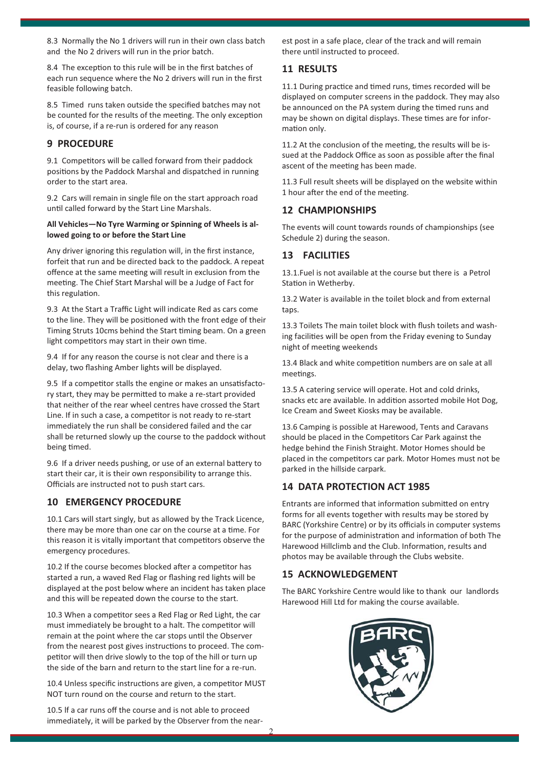8.3 Normally the No 1 drivers will run in their own class batch and the No 2 drivers will run in the prior batch.

8.4 The exception to this rule will be in the first batches of each run sequence where the No 2 drivers will run in the first feasible following batch.

8.5 Timed runs taken outside the specified batches may not be counted for the results of the meeting. The only exception is, of course, if a re-run is ordered for any reason

## 9 PROCEDURE

9.1 Competitors will be called forward from their paddock positions by the Paddock Marshal and dispatched in running order to the start area.

9.2 Cars will remain in single file on the start approach road until called forward by the Start Line Marshals.

**All Vehicles—No Tyre Warming or Spinning of Wheels is allowed going to or before the Start Line**

Any driver ignoring this regulation will, in the first instance, forfeit that run and be directed back to the paddock. A repeat offence at the same meeting will result in exclusion from the meeting. The Chief Start Marshal will be a Judge of Fact for this regulation.

9.3 At the Start a Traffic Light will indicate Red as cars come to the line. They will be positioned with the front edge of their Timing Struts 10cms behind the Start timing beam. On a green light competitors may start in their own time.

9.4 If for any reason the course is not clear and there is a delay, two flashing Amber lights will be displayed.

9.5 If a competitor stalls the engine or makes an unsatisfactory start, they may be permitted to make a re-start provided that neither of the rear wheel centres have crossed the Start Line. If in such a case, a competitor is not ready to re-start immediately the run shall be considered failed and the car shall be returned slowly up the course to the paddock without being timed.

9.6 If a driver needs pushing, or use of an external battery to start their car, it is their own responsibility to arrange this. Officials are instructed not to push start cars.

## 10 EMERGENCY PROCEDURE

10.1 Cars will start singly, but as allowed by the Track Licence, there may be more than one car on the course at a time. For this reason it is vitally important that competitors observe the emergency procedures.

10.2 If the course becomes blocked after a competitor has started a run, a waved Red Flag or flashing red lights will be displayed at the post below where an incident has taken place and this will be repeated down the course to the start.

10.3 When a competitor sees a Red Flag or Red Light, the car must immediately be brought to a halt. The competitor will remain at the point where the car stops until the Observer from the nearest post gives instructions to proceed. The competitor will then drive slowly to the top of the hill or turn up the side of the barn and return to the start line for a re-run.

10.4 Unless specific instructions are given, a competitor MUST NOT turn round on the course and return to the start.

10.5 If a car runs off the course and is not able to proceed immediately, it will be parked by the Observer from the nearest post in a safe place, clear of the track and will remain there until instructed to proceed.

## 11 RESULTS

11.1 During practice and timed runs, times recorded will be displayed on computer screens in the paddock. They may also be announced on the PA system during the timed runs and may be shown on digital displays. These times are for information only.

11.2 At the conclusion of the meeting, the results will be issued at the Paddock Office as soon as possible after the final ascent of the meeting has been made.

11.3 Full result sheets will be displayed on the website within 1 hour after the end of the meeting.

## 12 CHAMPIONSHIPS

The events will count towards rounds of championships (see Schedule 2) during the season.

## 13 FACILITIES

13.1.Fuel is not available at the course but there is a Petrol Station in Wetherby.

13.2 Water is available in the toilet block and from external taps.

13.3 Toilets The main toilet block with flush toilets and washing facilities will be open from the Friday evening to Sunday night of meeting weekends

13.4 Black and white competition numbers are on sale at all meetings.

13.5 A catering service will operate. Hot and cold drinks, snacks etc are available. In addition assorted mobile Hot Dog, Ice Cream and Sweet Kiosks may be available.

13.6 Camping is possible at Harewood, Tents and Caravans should be placed in the Competitors Car Park against the hedge behind the Finish Straight. Motor Homes should be placed in the competitors car park. Motor Homes must not be parked in the hillside carpark.

## 14 DATA PROTECTION ACT 1985

Entrants are informed that information submitted on entry forms for all events together with results may be stored by BARC (Yorkshire Centre) or by its officials in computer systems for the purpose of administration and information of both The Harewood Hillclimb and the Club. Information, results and photos may be available through the Clubs website.

## 15 ACKNOWLEDGEMENT

The BARC Yorkshire Centre would like to thank our landlords Harewood Hill Ltd for making the course available.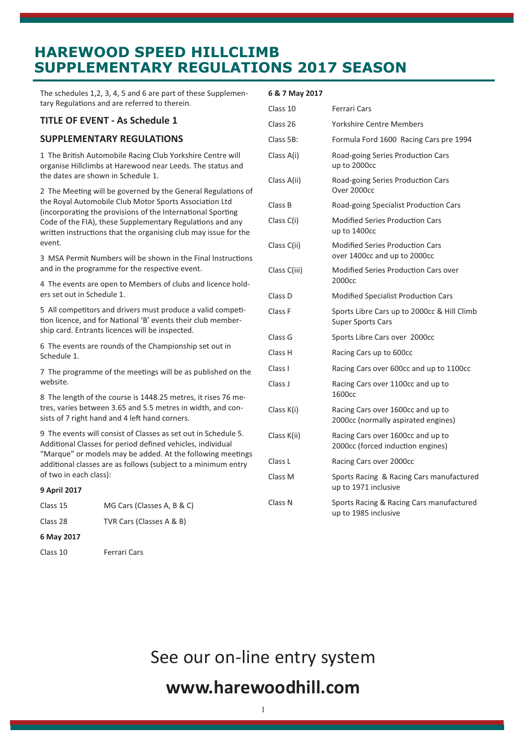# HAREWOOD SPEED HILLCLIMB SUPPLEMENTARY REGULATIONS 2017 SEASON

The schedules 1,2, 3, 4, 5 and 6 are part of these Supplementary Regulations and are referred to therein.

## TITLE OF EVENT - As Schedule 1

## SUPPLEMENTARY REGULATIONS

1 The British Automobile Racing Club Yorkshire Centre will organise Hillclimbs at Harewood near Leeds. The status and the dates are shown in Schedule 1.

2 The Meeting will be governed by the General Regulations of the Royal Automobile Club Motor Sports Association Ltd (incorporating the provisions of the International Sporting Code of the FIA), these Supplementary Regulations and any written instructions that the organising club may issue for the event.

3 MSA Permit Numbers will be shown in the Final Instructions and in the programme for the respective event.

4 The events are open to Members of clubs and licence holders set out in Schedule 1.

5 All competitors and drivers must produce a valid competition licence, and for National 'B' events their club membership card. Entrants licences will be inspected.

6 The events are rounds of the Championship set out in Schedule 1.

7 The programme of the meetings will be as published on the website.

8 The length of the course is 1448.25 metres, it rises 76 metres, varies between 3.65 and 5.5 metres in width, and consists of 7 right hand and 4 left hand corners.

9 The events will consist of Classes as set out in Schedule 5. Additional Classes for period defined vehicles, individual "Marque" or models may be added. At the following meetings additional classes are as follows (subject to a minimum entry of two in each class):

**9 April 2017**

| | |
|---|---|
| Class 15 | MG Cars (Classes A, B & C) |
| Class 28 | TVR Cars (Classes A & B) |

**6 May 2017**

| | |
|---|---|
| Class 10 | Ferrari Cars |

**6 & 7 May 2017**

| | |
|---|---|
| Class 10 | Ferrari Cars |
| Class 26 | Yorkshire Centre Members |
| Class 5B: | Formula Ford 1600 Racing Cars pre 1994 |
| Class A(i) | Road-going Series Production Cars up to 2000cc |
| Class A(ii) | Road-going Series Production Cars Over 2000cc |
| Class B | Road-going Specialist Production Cars |
| Class C(i) | Modified Series Production Cars up to 1400cc |
| Class C(ii) | Modified Series Production Cars over 1400cc and up to 2000cc |
| Class C(iii) | Modified Series Production Cars over 2000cc |
| Class D | Modified Specialist Production Cars |
| Class F | Sports Libre Cars up to 2000cc & Hill Climb Super Sports Cars |
| Class G | Sports Libre Cars over 2000cc |
| Class H | Racing Cars up to 600cc |
| Class I | Racing Cars over 600cc and up to 1100cc |
| Class J | Racing Cars over 1100cc and up to 1600cc |
| Class K(i) | Racing Cars over 1600cc and up to 2000cc (normally aspirated engines) |
| Class K(ii) | Racing Cars over 1600cc and up to 2000cc (forced induction engines) |
| Class L | Racing Cars over 2000cc |
| Class M | Sports Racing & Racing Cars manufactured up to 1971 inclusive |
| Class N | Sports Racing & Racing Cars manufactured up to 1985 inclusive |

See our on-line entry system

**www.harewoodhill.com**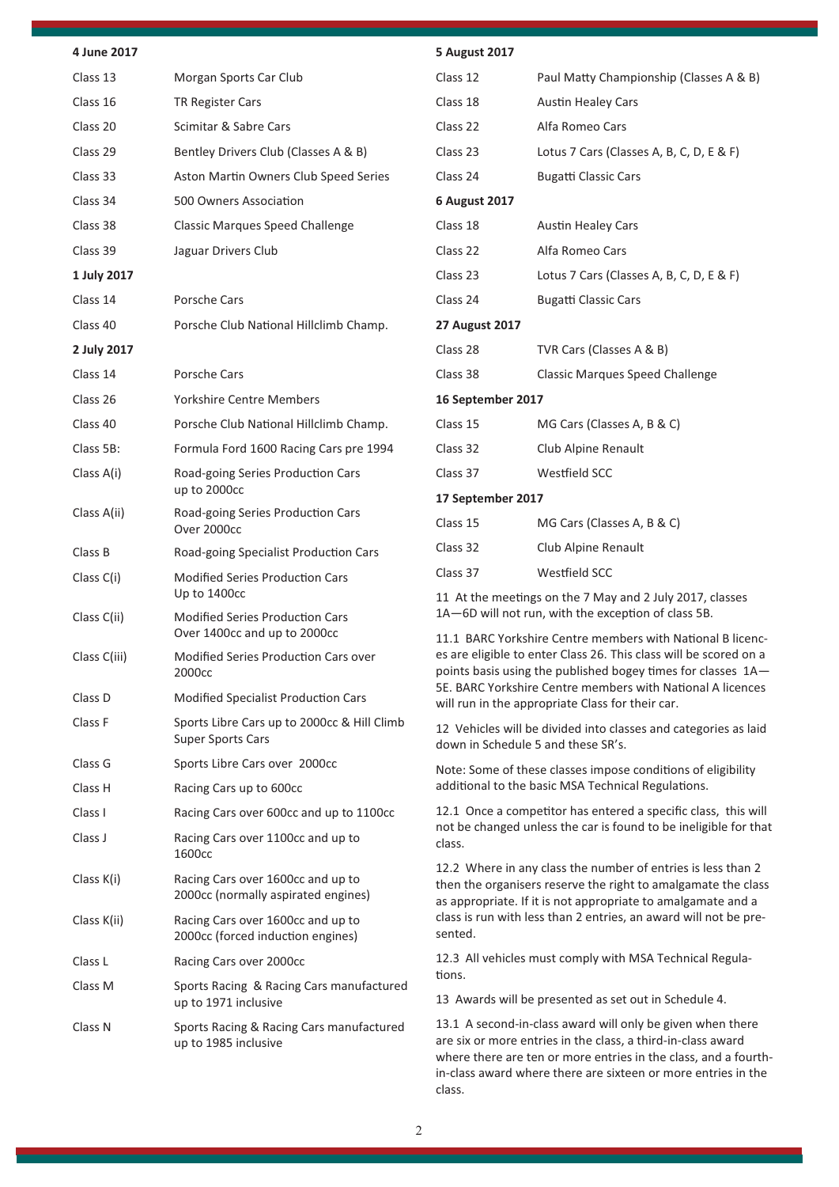**4 June 2017**

| | |
|---|---|
| Class 13 | Morgan Sports Car Club |
| Class 16 | TR Register Cars |
| Class 20 | Scimitar & Sabre Cars |
| Class 29 | Bentley Drivers Club (Classes A & B) |
| Class 33 | Aston Martin Owners Club Speed Series |
| Class 34 | 500 Owners Association |
| Class 38 | Classic Marques Speed Challenge |
| Class 39 | Jaguar Drivers Club |

**1 July 2017**

| | |
|---|---|
| Class 14 | Porsche Cars |
| Class 40 | Porsche Club National Hillclimb Champ. |

**2 July 2017**

| | |
|---|---|
| Class 14 | Porsche Cars |
| Class 26 | Yorkshire Centre Members |
| Class 40 | Porsche Club National Hillclimb Champ. |
| Class 5B: | Formula Ford 1600 Racing Cars pre 1994 |
| Class A(i) | Road-going Series Production Cars up to 2000cc |
| Class A(ii) | Road-going Series Production Cars Over 2000cc |
| Class B | Road-going Specialist Production Cars |
| Class C(i) | Modified Series Production Cars Up to 1400cc |
| Class C(ii) | Modified Series Production Cars Over 1400cc and up to 2000cc |
| Class C(iii) | Modified Series Production Cars over 2000cc |
| Class D | Modified Specialist Production Cars |
| Class F | Sports Libre Cars up to 2000cc & Hill Climb Super Sports Cars |
| Class G | Sports Libre Cars over 2000cc |
| Class H | Racing Cars up to 600cc |
| Class I | Racing Cars over 600cc and up to 1100cc |
| Class J | Racing Cars over 1100cc and up to 1600cc |
| Class K(i) | Racing Cars over 1600cc and up to 2000cc (normally aspirated engines) |
| Class K(ii) | Racing Cars over 1600cc and up to 2000cc (forced induction engines) |
| Class L | Racing Cars over 2000cc |
| Class M | Sports Racing & Racing Cars manufactured up to 1971 inclusive |
| Class N | Sports Racing & Racing Cars manufactured up to 1985 inclusive |

**5 August 2017**

| | |
|---|---|
| Class 12 | Paul Matty Championship (Classes A & B) |
| Class 18 | Austin Healey Cars |
| Class 22 | Alfa Romeo Cars |
| Class 23 | Lotus 7 Cars (Classes A, B, C, D, E & F) |
| Class 24 | Bugatti Classic Cars |

**6 August 2017**

| | |
|---|---|
| Class 18 | Austin Healey Cars |
| Class 22 | Alfa Romeo Cars |
| Class 23 | Lotus 7 Cars (Classes A, B, C, D, E & F) |
| Class 24 | Bugatti Classic Cars |

**27 August 2017**

| | |
|---|---|
| Class 28 | TVR Cars (Classes A & B) |
| Class 38 | Classic Marques Speed Challenge |

**16 September 2017**

| | |
|---|---|
| Class 15 | MG Cars (Classes A, B & C) |
| Class 32 | Club Alpine Renault |
| Class 37 | Westfield SCC |

**17 September 2017**

| | |
|---|---|
| Class 15 | MG Cars (Classes A, B & C) |
| Class 32 | Club Alpine Renault |
| Class 37 | Westfield SCC |

11 At the meetings on the 7 May and 2 July 2017, classes 1A—6D will not run, with the exception of class 5B.

11.1 BARC Yorkshire Centre members with National B licences are eligible to enter Class 26. This class will be scored on a points basis using the published bogey times for classes 1A—5E. BARC Yorkshire Centre members with National A licences will run in the appropriate Class for their car.

12 Vehicles will be divided into classes and categories as laid down in Schedule 5 and these SR's.

Note: Some of these classes impose conditions of eligibility additional to the basic MSA Technical Regulations.

12.1 Once a competitor has entered a specific class, this will not be changed unless the car is found to be ineligible for that class.

12.2 Where in any class the number of entries is less than 2 then the organisers reserve the right to amalgamate the class as appropriate. If it is not appropriate to amalgamate and a class is run with less than 2 entries, an award will not be presented.

12.3 All vehicles must comply with MSA Technical Regulations.

13 Awards will be presented as set out in Schedule 4.

13.1 A second-in-class award will only be given when there are six or more entries in the class, a third-in-class award where there are ten or more entries in the class, and a fourth-in-class award where there are sixteen or more entries in the class.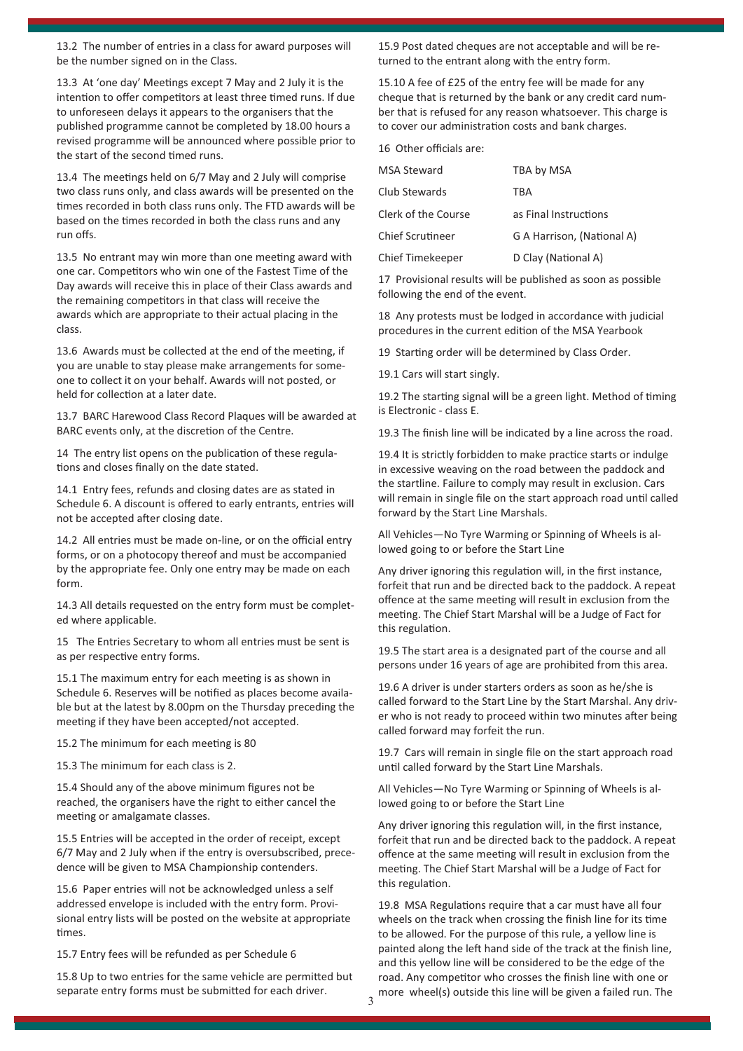13.2 The number of entries in a class for award purposes will be the number signed on in the Class.

13.3 At 'one day' Meetings except 7 May and 2 July it is the intention to offer competitors at least three timed runs. If due to unforeseen delays it appears to the organisers that the published programme cannot be completed by 18.00 hours a revised programme will be announced where possible prior to the start of the second timed runs.

13.4 The meetings held on 6/7 May and 2 July will comprise two class runs only, and class awards will be presented on the times recorded in both class runs only. The FTD awards will be based on the times recorded in both the class runs and any run offs.

13.5 No entrant may win more than one meeting award with one car. Competitors who win one of the Fastest Time of the Day awards will receive this in place of their Class awards and the remaining competitors in that class will receive the awards which are appropriate to their actual placing in the class.

13.6 Awards must be collected at the end of the meeting, if you are unable to stay please make arrangements for someone to collect it on your behalf. Awards will not posted, or held for collection at a later date.

13.7 BARC Harewood Class Record Plaques will be awarded at BARC events only, at the discretion of the Centre.

14 The entry list opens on the publication of these regulations and closes finally on the date stated.

14.1 Entry fees, refunds and closing dates are as stated in Schedule 6. A discount is offered to early entrants, entries will not be accepted after closing date.

14.2 All entries must be made on-line, or on the official entry forms, or on a photocopy thereof and must be accompanied by the appropriate fee. Only one entry may be made on each form.

14.3 All details requested on the entry form must be completed where applicable.

15 The Entries Secretary to whom all entries must be sent is as per respective entry forms.

15.1 The maximum entry for each meeting is as shown in Schedule 6. Reserves will be notified as places become available but at the latest by 8.00pm on the Thursday preceding the meeting if they have been accepted/not accepted.

15.2 The minimum for each meeting is 80

15.3 The minimum for each class is 2.

15.4 Should any of the above minimum figures not be reached, the organisers have the right to either cancel the meeting or amalgamate classes.

15.5 Entries will be accepted in the order of receipt, except 6/7 May and 2 July when if the entry is oversubscribed, precedence will be given to MSA Championship contenders.

15.6 Paper entries will not be acknowledged unless a self addressed envelope is included with the entry form. Provisional entry lists will be posted on the website at appropriate times.

15.7 Entry fees will be refunded as per Schedule 6

15.8 Up to two entries for the same vehicle are permitted but separate entry forms must be submitted for each driver.

15.9 Post dated cheques are not acceptable and will be returned to the entrant along with the entry form.

15.10 A fee of £25 of the entry fee will be made for any cheque that is returned by the bank or any credit card number that is refused for any reason whatsoever. This charge is to cover our administration costs and bank charges.

16 Other officials are:

| | |
|---|---|
| MSA Steward | TBA by MSA |
| Club Stewards | TBA |
| Clerk of the Course | as Final Instructions |
| Chief Scrutineer | G A Harrison, (National A) |
| Chief Timekeeper | D Clay (National A) |

17 Provisional results will be published as soon as possible following the end of the event.

18 Any protests must be lodged in accordance with judicial procedures in the current edition of the MSA Yearbook

19 Starting order will be determined by Class Order.

19.1 Cars will start singly.

19.2 The starting signal will be a green light. Method of timing is Electronic - class E.

19.3 The finish line will be indicated by a line across the road.

19.4 It is strictly forbidden to make practice starts or indulge in excessive weaving on the road between the paddock and the startline. Failure to comply may result in exclusion. Cars will remain in single file on the start approach road until called forward by the Start Line Marshals.

All Vehicles—No Tyre Warming or Spinning of Wheels is allowed going to or before the Start Line

Any driver ignoring this regulation will, in the first instance, forfeit that run and be directed back to the paddock. A repeat offence at the same meeting will result in exclusion from the meeting. The Chief Start Marshal will be a Judge of Fact for this regulation.

19.5 The start area is a designated part of the course and all persons under 16 years of age are prohibited from this area.

19.6 A driver is under starters orders as soon as he/she is called forward to the Start Line by the Start Marshal. Any driver who is not ready to proceed within two minutes after being called forward may forfeit the run.

19.7 Cars will remain in single file on the start approach road until called forward by the Start Line Marshals.

All Vehicles—No Tyre Warming or Spinning of Wheels is allowed going to or before the Start Line

Any driver ignoring this regulation will, in the first instance, forfeit that run and be directed back to the paddock. A repeat offence at the same meeting will result in exclusion from the meeting. The Chief Start Marshal will be a Judge of Fact for this regulation.

19.8 MSA Regulations require that a car must have all four wheels on the track when crossing the finish line for its time to be allowed. For the purpose of this rule, a yellow line is painted along the left hand side of the track at the finish line, and this yellow line will be considered to be the edge of the road. Any competitor who crosses the finish line with one or more wheel(s) outside this line will be given a failed run. The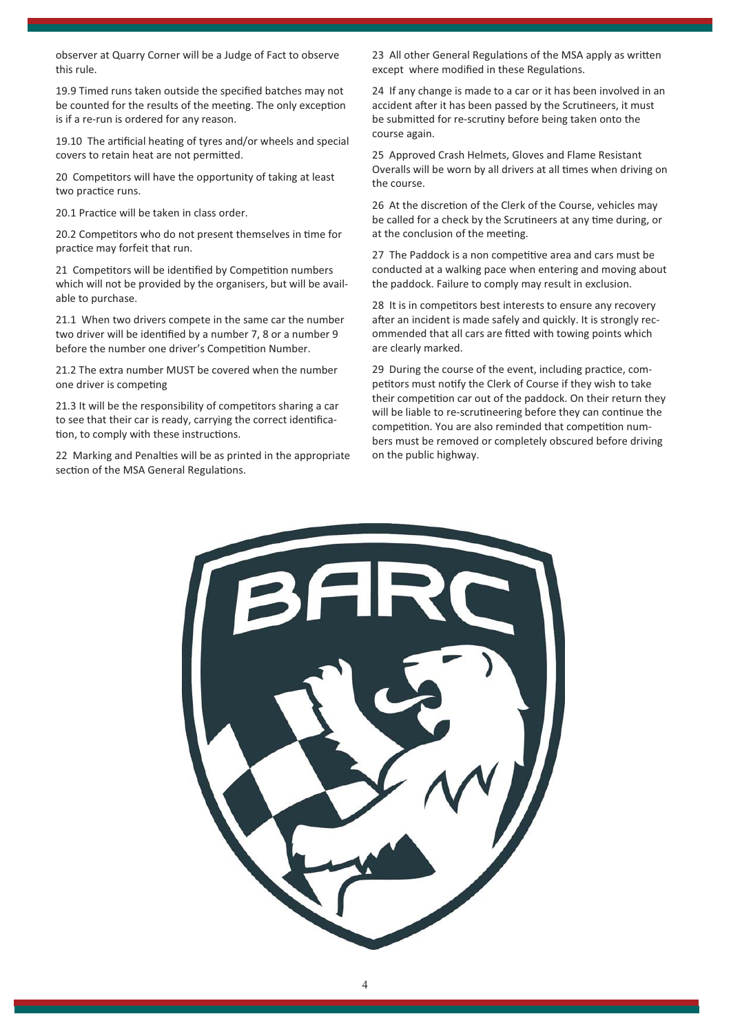observer at Quarry Corner will be a Judge of Fact to observe this rule.

19.9 Timed runs taken outside the specified batches may not be counted for the results of the meeting. The only exception is if a re-run is ordered for any reason.

19.10 The artificial heating of tyres and/or wheels and special covers to retain heat are not permitted.

20 Competitors will have the opportunity of taking at least two practice runs.

20.1 Practice will be taken in class order.

20.2 Competitors who do not present themselves in time for practice may forfeit that run.

21 Competitors will be identified by Competition numbers which will not be provided by the organisers, but will be available to purchase.

21.1 When two drivers compete in the same car the number two driver will be identified by a number 7, 8 or a number 9 before the number one driver's Competition Number.

21.2 The extra number MUST be covered when the number one driver is competing

21.3 It will be the responsibility of competitors sharing a car to see that their car is ready, carrying the correct identification, to comply with these instructions.

22 Marking and Penalties will be as printed in the appropriate section of the MSA General Regulations.

23 All other General Regulations of the MSA apply as written except where modified in these Regulations.

24 If any change is made to a car or it has been involved in an accident after it has been passed by the Scrutineers, it must be submitted for re-scrutiny before being taken onto the course again.

25 Approved Crash Helmets, Gloves and Flame Resistant Overalls will be worn by all drivers at all times when driving on the course.

26 At the discretion of the Clerk of the Course, vehicles may be called for a check by the Scrutineers at any time during, or at the conclusion of the meeting.

27 The Paddock is a non competitive area and cars must be conducted at a walking pace when entering and moving about the paddock. Failure to comply may result in exclusion.

28 It is in competitors best interests to ensure any recovery after an incident is made safely and quickly. It is strongly recommended that all cars are fitted with towing points which are clearly marked.

29 During the course of the event, including practice, competitors must notify the Clerk of Course if they wish to take their competition car out of the paddock. On their return they will be liable to re-scrutineering before they can continue the competition. You are also reminded that competition numbers must be removed or completely obscured before driving on the public highway.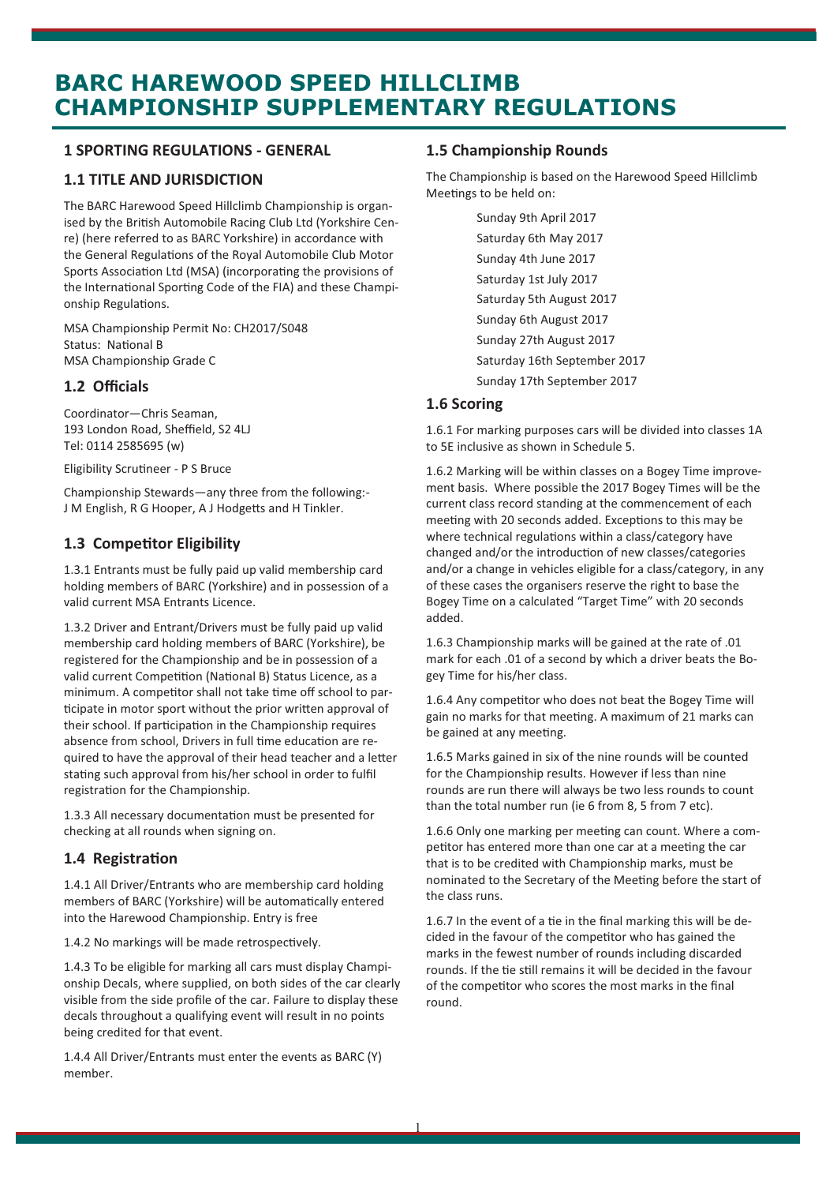# BARC HAREWOOD SPEED HILLCLIMB CHAMPIONSHIP SUPPLEMENTARY REGULATIONS

### 1 SPORTING REGULATIONS - GENERAL

### 1.1 TITLE AND JURISDICTION

The BARC Harewood Speed Hillclimb Championship is organised by the British Automobile Racing Club Ltd (Yorkshire Centre) (here referred to as BARC Yorkshire) in accordance with the General Regulations of the Royal Automobile Club Motor Sports Association Ltd (MSA) (incorporating the provisions of the International Sporting Code of the FIA) and these Championship Regulations.

MSA Championship Permit No: CH2017/S048
Status: National B
MSA Championship Grade C

### 1.2 Officials

Coordinator—Chris Seaman,
193 London Road, Sheffield, S2 4LJ
Tel: 0114 2585695 (w)

Eligibility Scrutineer - P S Bruce

Championship Stewards—any three from the following:-
J M English, R G Hooper, A J Hodgetts and H Tinkler.

### 1.3 Competitor Eligibility

1.3.1 Entrants must be fully paid up valid membership card holding members of BARC (Yorkshire) and in possession of a valid current MSA Entrants Licence.

1.3.2 Driver and Entrant/Drivers must be fully paid up valid membership card holding members of BARC (Yorkshire), be registered for the Championship and be in possession of a valid current Competition (National B) Status Licence, as a minimum. A competitor shall not take time off school to participate in motor sport without the prior written approval of their school. If participation in the Championship requires absence from school, Drivers in full time education are required to have the approval of their head teacher and a letter stating such approval from his/her school in order to fulfil registration for the Championship.

1.3.3 All necessary documentation must be presented for checking at all rounds when signing on.

### 1.4 Registration

1.4.1 All Driver/Entrants who are membership card holding members of BARC (Yorkshire) will be automatically entered into the Harewood Championship. Entry is free

1.4.2 No markings will be made retrospectively.

1.4.3 To be eligible for marking all cars must display Championship Decals, where supplied, on both sides of the car clearly visible from the side profile of the car. Failure to display these decals throughout a qualifying event will result in no points being credited for that event.

1.4.4 All Driver/Entrants must enter the events as BARC (Y) member.

### 1.5 Championship Rounds

The Championship is based on the Harewood Speed Hillclimb Meetings to be held on:

- Sunday 9th April 2017
- Saturday 6th May 2017
- Sunday 4th June 2017
- Saturday 1st July 2017
- Saturday 5th August 2017
- Sunday 6th August 2017
- Sunday 27th August 2017
- Saturday 16th September 2017
- Sunday 17th September 2017

### 1.6 Scoring

1.6.1 For marking purposes cars will be divided into classes 1A to 5E inclusive as shown in Schedule 5.

1.6.2 Marking will be within classes on a Bogey Time improvement basis. Where possible the 2017 Bogey Times will be the current class record standing at the commencement of each meeting with 20 seconds added. Exceptions to this may be where technical regulations within a class/category have changed and/or the introduction of new classes/categories and/or a change in vehicles eligible for a class/category, in any of these cases the organisers reserve the right to base the Bogey Time on a calculated "Target Time" with 20 seconds added.

1.6.3 Championship marks will be gained at the rate of .01 mark for each .01 of a second by which a driver beats the Bogey Time for his/her class.

1.6.4 Any competitor who does not beat the Bogey Time will gain no marks for that meeting. A maximum of 21 marks can be gained at any meeting.

1.6.5 Marks gained in six of the nine rounds will be counted for the Championship results. However if less than nine rounds are run there will always be two less rounds to count than the total number run (ie 6 from 8, 5 from 7 etc).

1.6.6 Only one marking per meeting can count. Where a competitor has entered more than one car at a meeting the car that is to be credited with Championship marks, must be nominated to the Secretary of the Meeting before the start of the class runs.

1.6.7 In the event of a tie in the final marking this will be decided in the favour of the competitor who has gained the marks in the fewest number of rounds including discarded rounds. If the tie still remains it will be decided in the favour of the competitor who scores the most marks in the final round.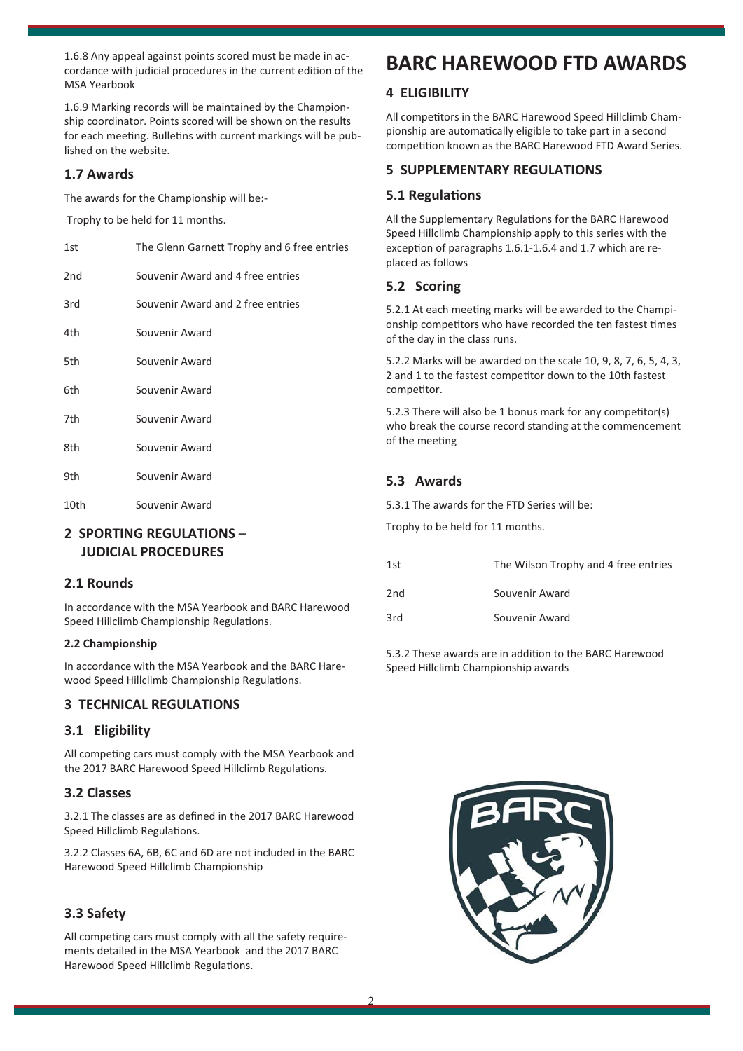1.6.8 Any appeal against points scored must be made in accordance with judicial procedures in the current edition of the MSA Yearbook

1.6.9 Marking records will be maintained by the Championship coordinator. Points scored will be shown on the results for each meeting. Bulletins with current markings will be published on the website.

## 1.7 Awards

The awards for the Championship will be:-

Trophy to be held for 11 months.

| | |
|---|---|
| 1st | The Glenn Garnett Trophy and 6 free entries |
| 2nd | Souvenir Award and 4 free entries |
| 3rd | Souvenir Award and 2 free entries |
| 4th | Souvenir Award |
| 5th | Souvenir Award |
| 6th | Souvenir Award |
| 7th | Souvenir Award |
| 8th | Souvenir Award |
| 9th | Souvenir Award |
| 10th | Souvenir Award |

## 2 SPORTING REGULATIONS – JUDICIAL PROCEDURES

### 2.1 Rounds

In accordance with the MSA Yearbook and BARC Harewood Speed Hillclimb Championship Regulations.

#### 2.2 Championship

In accordance with the MSA Yearbook and the BARC Harewood Speed Hillclimb Championship Regulations.

## 3 TECHNICAL REGULATIONS

### 3.1 Eligibility

All competing cars must comply with the MSA Yearbook and the 2017 BARC Harewood Speed Hillclimb Regulations.

### 3.2 Classes

3.2.1 The classes are as defined in the 2017 BARC Harewood Speed Hillclimb Regulations.

3.2.2 Classes 6A, 6B, 6C and 6D are not included in the BARC Harewood Speed Hillclimb Championship

### 3.3 Safety

All competing cars must comply with all the safety requirements detailed in the MSA Yearbook and the 2017 BARC Harewood Speed Hillclimb Regulations.

# BARC HAREWOOD FTD AWARDS

## 4 ELIGIBILITY

All competitors in the BARC Harewood Speed Hillclimb Championship are automatically eligible to take part in a second competition known as the BARC Harewood FTD Award Series.

## 5 SUPPLEMENTARY REGULATIONS

### 5.1 Regulations

All the Supplementary Regulations for the BARC Harewood Speed Hillclimb Championship apply to this series with the exception of paragraphs 1.6.1-1.6.4 and 1.7 which are replaced as follows

### 5.2 Scoring

5.2.1 At each meeting marks will be awarded to the Championship competitors who have recorded the ten fastest times of the day in the class runs.

5.2.2 Marks will be awarded on the scale 10, 9, 8, 7, 6, 5, 4, 3, 2 and 1 to the fastest competitor down to the 10th fastest competitor.

5.2.3 There will also be 1 bonus mark for any competitor(s) who break the course record standing at the commencement of the meeting

### 5.3 Awards

5.3.1 The awards for the FTD Series will be:

Trophy to be held for 11 months.

| | |
|---|---|
| 1st | The Wilson Trophy and 4 free entries |
| 2nd | Souvenir Award |
| 3rd | Souvenir Award |

5.3.2 These awards are in addition to the BARC Harewood Speed Hillclimb Championship awards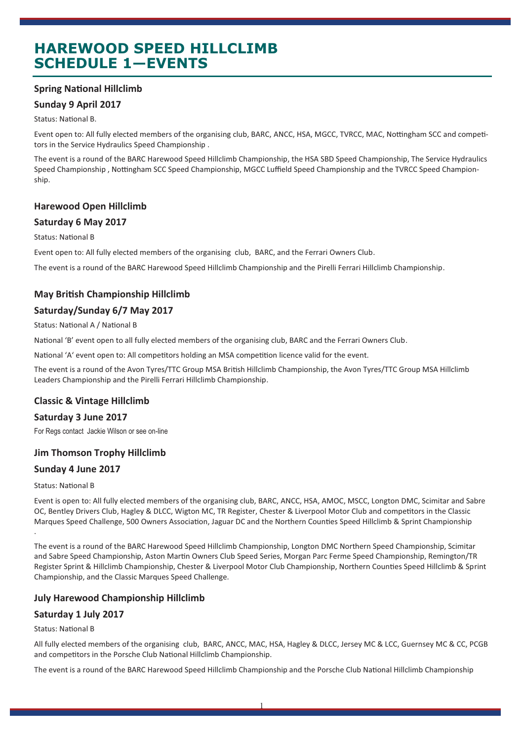# HAREWOOD SPEED HILLCLIMB
# SCHEDULE 1—EVENTS

### Spring National Hillclimb

### Sunday 9 April 2017

Status: National B.

Event open to: All fully elected members of the organising club, BARC, ANCC, HSA, MGCC, TVRCC, MAC, Nottingham SCC and competitors in the Service Hydraulics Speed Championship .

The event is a round of the BARC Harewood Speed Hillclimb Championship, the HSA SBD Speed Championship, The Service Hydraulics Speed Championship , Nottingham SCC Speed Championship, MGCC Luffield Speed Championship and the TVRCC Speed Championship.

### Harewood Open Hillclimb

### Saturday 6 May 2017

Status: National B

Event open to: All fully elected members of the organising club, BARC, and the Ferrari Owners Club.

The event is a round of the BARC Harewood Speed Hillclimb Championship and the Pirelli Ferrari Hillclimb Championship.

### May British Championship Hillclimb

### Saturday/Sunday 6/7 May 2017

Status: National A / National B

National 'B' event open to all fully elected members of the organising club, BARC and the Ferrari Owners Club.

National 'A' event open to: All competitors holding an MSA competition licence valid for the event.

The event is a round of the Avon Tyres/TTC Group MSA British Hillclimb Championship, the Avon Tyres/TTC Group MSA Hillclimb Leaders Championship and the Pirelli Ferrari Hillclimb Championship.

### Classic & Vintage Hillclimb

### Saturday 3 June 2017

For Regs contact Jackie Wilson or see on-line

### Jim Thomson Trophy Hillclimb

### Sunday 4 June 2017

Status: National B

Event is open to: All fully elected members of the organising club, BARC, ANCC, HSA, AMOC, MSCC, Longton DMC, Scimitar and Sabre OC, Bentley Drivers Club, Hagley & DLCC, Wigton MC, TR Register, Chester & Liverpool Motor Club and competitors in the Classic Marques Speed Challenge, 500 Owners Association, Jaguar DC and the Northern Counties Speed Hillclimb & Sprint Championship .

The event is a round of the BARC Harewood Speed Hillclimb Championship, Longton DMC Northern Speed Championship, Scimitar and Sabre Speed Championship, Aston Martin Owners Club Speed Series, Morgan Parc Ferme Speed Championship, Remington/TR Register Sprint & Hillclimb Championship, Chester & Liverpool Motor Club Championship, Northern Counties Speed Hillclimb & Sprint Championship, and the Classic Marques Speed Challenge.

### July Harewood Championship Hillclimb

### Saturday 1 July 2017

Status: National B

All fully elected members of the organising club, BARC, ANCC, MAC, HSA, Hagley & DLCC, Jersey MC & LCC, Guernsey MC & CC, PCGB and competitors in the Porsche Club National Hillclimb Championship.

The event is a round of the BARC Harewood Speed Hillclimb Championship and the Porsche Club National Hillclimb Championship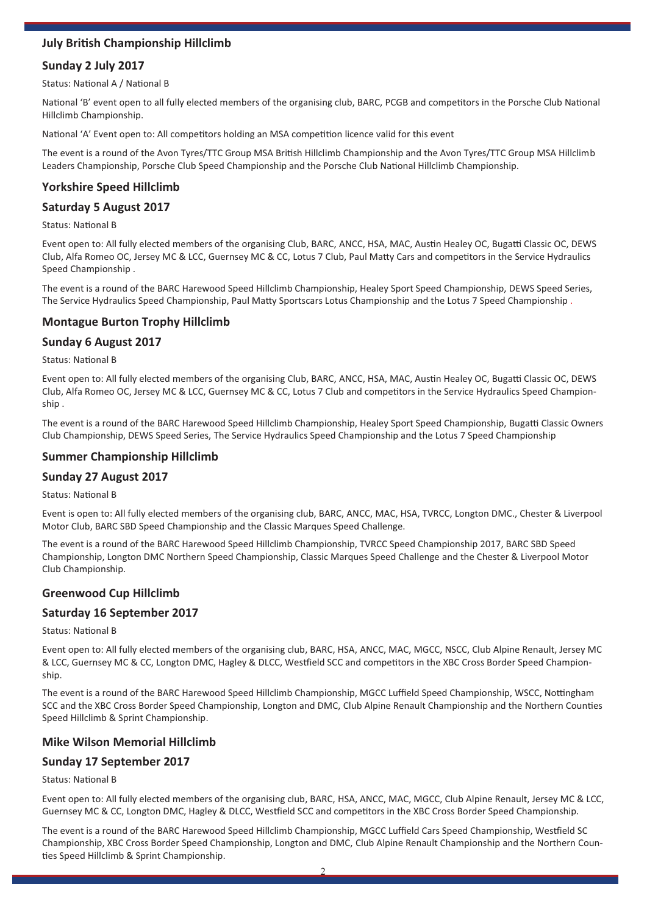### July British Championship Hillclimb

### Sunday 2 July 2017

Status: National A / National B

National 'B' event open to all fully elected members of the organising club, BARC, PCGB and competitors in the Porsche Club National Hillclimb Championship.

National 'A' Event open to: All competitors holding an MSA competition licence valid for this event

The event is a round of the Avon Tyres/TTC Group MSA British Hillclimb Championship and the Avon Tyres/TTC Group MSA Hillclimb Leaders Championship, Porsche Club Speed Championship and the Porsche Club National Hillclimb Championship.

### Yorkshire Speed Hillclimb

### Saturday 5 August 2017

Status: National B

Event open to: All fully elected members of the organising Club, BARC, ANCC, HSA, MAC, Austin Healey OC, Bugatti Classic OC, DEWS Club, Alfa Romeo OC, Jersey MC & LCC, Guernsey MC & CC, Lotus 7 Club, Paul Matty Cars and competitors in the Service Hydraulics Speed Championship .

The event is a round of the BARC Harewood Speed Hillclimb Championship, Healey Sport Speed Championship, DEWS Speed Series, The Service Hydraulics Speed Championship, Paul Matty Sportscars Lotus Championship and the Lotus 7 Speed Championship .

### Montague Burton Trophy Hillclimb

### Sunday 6 August 2017

Status: National B

Event open to: All fully elected members of the organising Club, BARC, ANCC, HSA, MAC, Austin Healey OC, Bugatti Classic OC, DEWS Club, Alfa Romeo OC, Jersey MC & LCC, Guernsey MC & CC, Lotus 7 Club and competitors in the Service Hydraulics Speed Championship .

The event is a round of the BARC Harewood Speed Hillclimb Championship, Healey Sport Speed Championship, Bugatti Classic Owners Club Championship, DEWS Speed Series, The Service Hydraulics Speed Championship and the Lotus 7 Speed Championship

### Summer Championship Hillclimb

### Sunday 27 August 2017

Status: National B

Event is open to: All fully elected members of the organising club, BARC, ANCC, MAC, HSA, TVRCC, Longton DMC., Chester & Liverpool Motor Club, BARC SBD Speed Championship and the Classic Marques Speed Challenge.

The event is a round of the BARC Harewood Speed Hillclimb Championship, TVRCC Speed Championship 2017, BARC SBD Speed Championship, Longton DMC Northern Speed Championship, Classic Marques Speed Challenge and the Chester & Liverpool Motor Club Championship.

### Greenwood Cup Hillclimb

### Saturday 16 September 2017

Status: National B

Event open to: All fully elected members of the organising club, BARC, HSA, ANCC, MAC, MGCC, NSCC, Club Alpine Renault, Jersey MC & LCC, Guernsey MC & CC, Longton DMC, Hagley & DLCC, Westfield SCC and competitors in the XBC Cross Border Speed Championship.

The event is a round of the BARC Harewood Speed Hillclimb Championship, MGCC Luffield Speed Championship, WSCC, Nottingham SCC and the XBC Cross Border Speed Championship, Longton and DMC, Club Alpine Renault Championship and the Northern Counties Speed Hillclimb & Sprint Championship.

### Mike Wilson Memorial Hillclimb

### Sunday 17 September 2017

Status: National B

Event open to: All fully elected members of the organising club, BARC, HSA, ANCC, MAC, MGCC, Club Alpine Renault, Jersey MC & LCC, Guernsey MC & CC, Longton DMC, Hagley & DLCC, Westfield SCC and competitors in the XBC Cross Border Speed Championship.

The event is a round of the BARC Harewood Speed Hillclimb Championship, MGCC Luffield Cars Speed Championship, Westfield SC Championship, XBC Cross Border Speed Championship, Longton and DMC, Club Alpine Renault Championship and the Northern Counties Speed Hillclimb & Sprint Championship.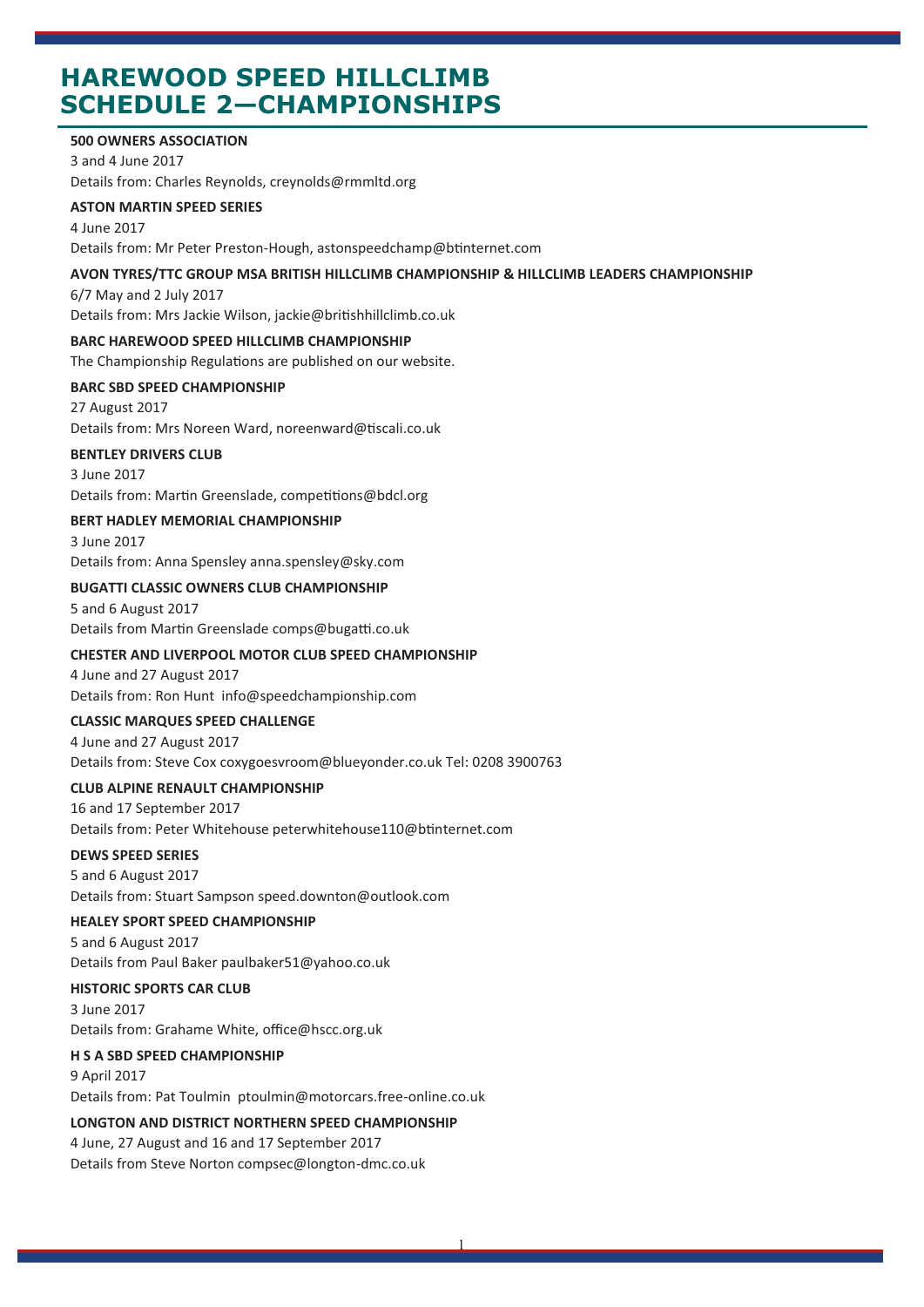# HAREWOOD SPEED HILLCLIMB SCHEDULE 2—CHAMPIONSHIPS

**500 OWNERS ASSOCIATION**

3 and 4 June 2017

Details from: Charles Reynolds, creynolds@rmmltd.org

**ASTON MARTIN SPEED SERIES**

4 June 2017

Details from: Mr Peter Preston-Hough, astonspeedchamp@btinternet.com

**AVON TYRES/TTC GROUP MSA BRITISH HILLCLIMB CHAMPIONSHIP & HILLCLIMB LEADERS CHAMPIONSHIP**

6/7 May and 2 July 2017

Details from: Mrs Jackie Wilson, jackie@britishhillclimb.co.uk

**BARC HAREWOOD SPEED HILLCLIMB CHAMPIONSHIP**

The Championship Regulations are published on our website.

**BARC SBD SPEED CHAMPIONSHIP**

27 August 2017

Details from: Mrs Noreen Ward, noreenward@tiscali.co.uk

**BENTLEY DRIVERS CLUB**

3 June 2017

Details from: Martin Greenslade, competitions@bdcl.org

**BERT HADLEY MEMORIAL CHAMPIONSHIP**

3 June 2017

Details from: Anna Spensley anna.spensley@sky.com

**BUGATTI CLASSIC OWNERS CLUB CHAMPIONSHIP**

5 and 6 August 2017

Details from Martin Greenslade comps@bugatti.co.uk

**CHESTER AND LIVERPOOL MOTOR CLUB SPEED CHAMPIONSHIP**

4 June and 27 August 2017

Details from: Ron Hunt info@speedchampionship.com

**CLASSIC MARQUES SPEED CHALLENGE**

4 June and 27 August 2017

Details from: Steve Cox coxygoesvroom@blueyonder.co.uk Tel: 0208 3900763

**CLUB ALPINE RENAULT CHAMPIONSHIP**

16 and 17 September 2017

Details from: Peter Whitehouse peterwhitehouse110@btinternet.com

**DEWS SPEED SERIES**

5 and 6 August 2017

Details from: Stuart Sampson speed.downton@outlook.com

**HEALEY SPORT SPEED CHAMPIONSHIP**

5 and 6 August 2017

Details from Paul Baker paulbaker51@yahoo.co.uk

**HISTORIC SPORTS CAR CLUB**

3 June 2017

Details from: Grahame White, office@hscc.org.uk

**H S A SBD SPEED CHAMPIONSHIP**

9 April 2017

Details from: Pat Toulmin ptoulmin@motorcars.free-online.co.uk

**LONGTON AND DISTRICT NORTHERN SPEED CHAMPIONSHIP**

4 June, 27 August and 16 and 17 September 2017

Details from Steve Norton compsec@longton-dmc.co.uk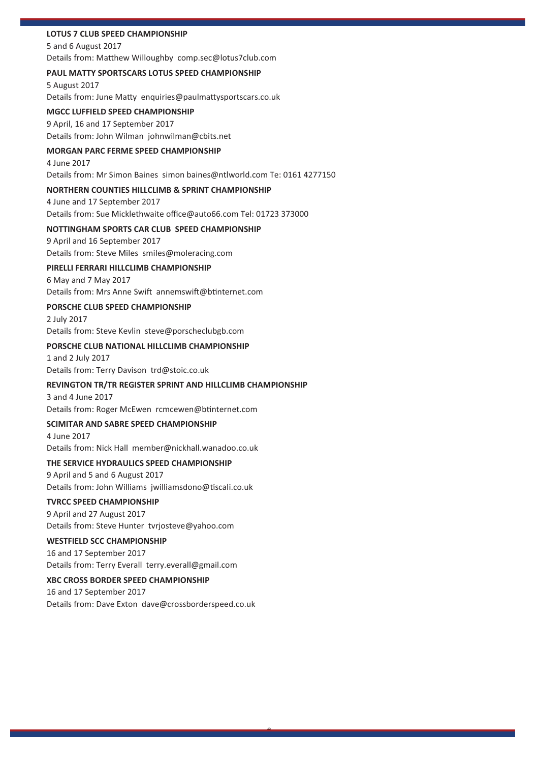**LOTUS 7 CLUB SPEED CHAMPIONSHIP**

5 and 6 August 2017

Details from: Matthew Willoughby comp.sec@lotus7club.com

**PAUL MATTY SPORTSCARS LOTUS SPEED CHAMPIONSHIP**

5 August 2017

Details from: June Matty enquiries@paulmattysportscars.co.uk

**MGCC LUFFIELD SPEED CHAMPIONSHIP**

9 April, 16 and 17 September 2017

Details from: John Wilman johnwilman@cbits.net

**MORGAN PARC FERME SPEED CHAMPIONSHIP**

4 June 2017

Details from: Mr Simon Baines simon baines@ntlworld.com Te: 0161 4277150

**NORTHERN COUNTIES HILLCLIMB & SPRINT CHAMPIONSHIP**

4 June and 17 September 2017

Details from: Sue Micklethwaite office@auto66.com Tel: 01723 373000

**NOTTINGHAM SPORTS CAR CLUB SPEED CHAMPIONSHIP**

9 April and 16 September 2017

Details from: Steve Miles smiles@moleracing.com

**PIRELLI FERRARI HILLCLIMB CHAMPIONSHIP**

6 May and 7 May 2017

Details from: Mrs Anne Swift annemswift@btinternet.com

**PORSCHE CLUB SPEED CHAMPIONSHIP**

2 July 2017

Details from: Steve Kevlin steve@porscheclubgb.com

**PORSCHE CLUB NATIONAL HILLCLIMB CHAMPIONSHIP**

1 and 2 July 2017

Details from: Terry Davison trd@stoic.co.uk

**REVINGTON TR/TR REGISTER SPRINT AND HILLCLIMB CHAMPIONSHIP**

3 and 4 June 2017

Details from: Roger McEwen rcmcewen@btinternet.com

**SCIMITAR AND SABRE SPEED CHAMPIONSHIP**

4 June 2017

Details from: Nick Hall member@nickhall.wanadoo.co.uk

**THE SERVICE HYDRAULICS SPEED CHAMPIONSHIP**

9 April and 5 and 6 August 2017

Details from: John Williams jwilliamsdono@tiscali.co.uk

**TVRCC SPEED CHAMPIONSHIP**

9 April and 27 August 2017

Details from: Steve Hunter tvrjosteve@yahoo.com

**WESTFIELD SCC CHAMPIONSHIP**

16 and 17 September 2017

Details from: Terry Everall terry.everall@gmail.com

**XBC CROSS BORDER SPEED CHAMPIONSHIP**

16 and 17 September 2017

Details from: Dave Exton dave@crossborderspeed.co.uk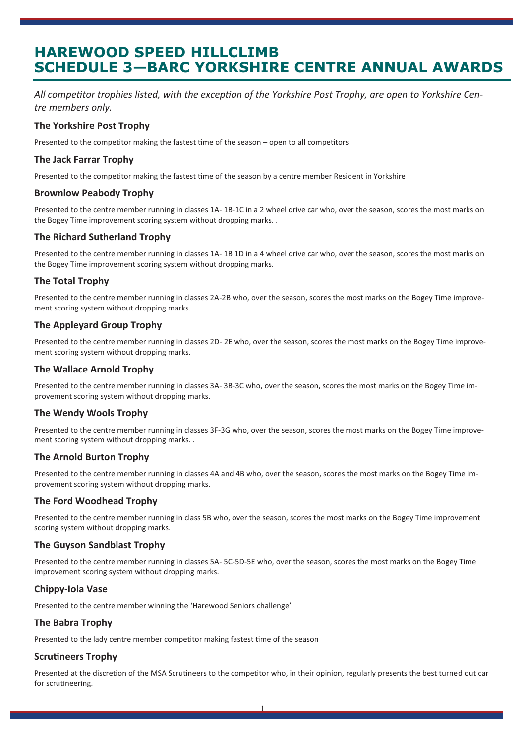# HAREWOOD SPEED HILLCLIMB
# SCHEDULE 3—BARC YORKSHIRE CENTRE ANNUAL AWARDS

*All competitor trophies listed, with the exception of the Yorkshire Post Trophy, are open to Yorkshire Centre members only.*

### The Yorkshire Post Trophy

Presented to the competitor making the fastest time of the season – open to all competitors

### The Jack Farrar Trophy

Presented to the competitor making the fastest time of the season by a centre member Resident in Yorkshire

### Brownlow Peabody Trophy

Presented to the centre member running in classes 1A- 1B-1C in a 2 wheel drive car who, over the season, scores the most marks on the Bogey Time improvement scoring system without dropping marks. .

### The Richard Sutherland Trophy

Presented to the centre member running in classes 1A- 1B 1D in a 4 wheel drive car who, over the season, scores the most marks on the Bogey Time improvement scoring system without dropping marks.

### The Total Trophy

Presented to the centre member running in classes 2A-2B who, over the season, scores the most marks on the Bogey Time improvement scoring system without dropping marks.

### The Appleyard Group Trophy

Presented to the centre member running in classes 2D- 2E who, over the season, scores the most marks on the Bogey Time improvement scoring system without dropping marks.

### The Wallace Arnold Trophy

Presented to the centre member running in classes 3A- 3B-3C who, over the season, scores the most marks on the Bogey Time improvement scoring system without dropping marks.

### The Wendy Wools Trophy

Presented to the centre member running in classes 3F-3G who, over the season, scores the most marks on the Bogey Time improvement scoring system without dropping marks. .

### The Arnold Burton Trophy

Presented to the centre member running in classes 4A and 4B who, over the season, scores the most marks on the Bogey Time improvement scoring system without dropping marks.

### The Ford Woodhead Trophy

Presented to the centre member running in class 5B who, over the season, scores the most marks on the Bogey Time improvement scoring system without dropping marks.

### The Guyson Sandblast Trophy

Presented to the centre member running in classes 5A- 5C-5D-5E who, over the season, scores the most marks on the Bogey Time improvement scoring system without dropping marks.

### Chippy-Iola Vase

Presented to the centre member winning the 'Harewood Seniors challenge'

### The Babra Trophy

Presented to the lady centre member competitor making fastest time of the season

### Scrutineers Trophy

Presented at the discretion of the MSA Scrutineers to the competitor who, in their opinion, regularly presents the best turned out car for scrutineering.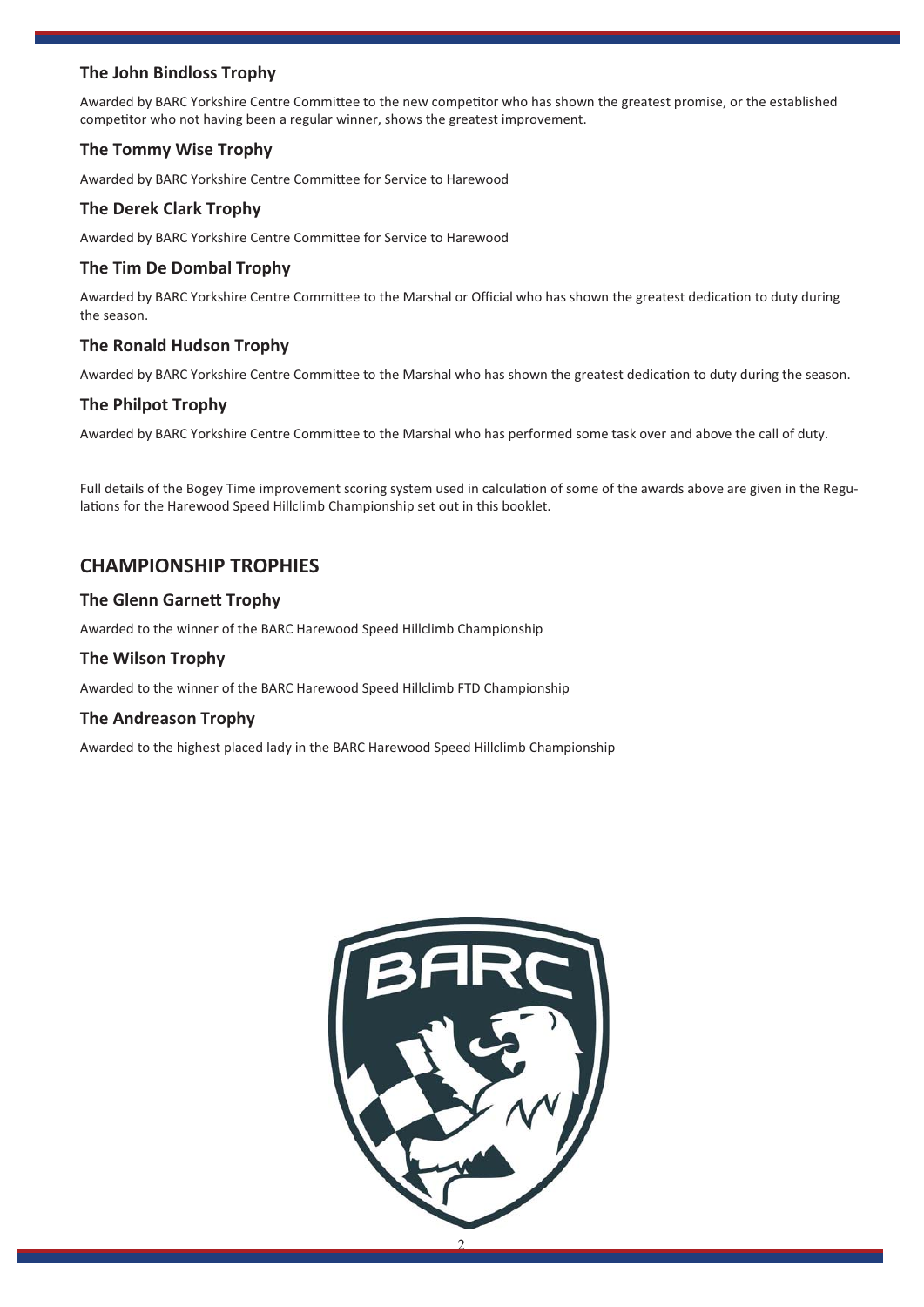### The John Bindloss Trophy

Awarded by BARC Yorkshire Centre Committee to the new competitor who has shown the greatest promise, or the established competitor who not having been a regular winner, shows the greatest improvement.

### The Tommy Wise Trophy

Awarded by BARC Yorkshire Centre Committee for Service to Harewood

### The Derek Clark Trophy

Awarded by BARC Yorkshire Centre Committee for Service to Harewood

### The Tim De Dombal Trophy

Awarded by BARC Yorkshire Centre Committee to the Marshal or Official who has shown the greatest dedication to duty during the season.

### The Ronald Hudson Trophy

Awarded by BARC Yorkshire Centre Committee to the Marshal who has shown the greatest dedication to duty during the season.

### The Philpot Trophy

Awarded by BARC Yorkshire Centre Committee to the Marshal who has performed some task over and above the call of duty.

Full details of the Bogey Time improvement scoring system used in calculation of some of the awards above are given in the Regulations for the Harewood Speed Hillclimb Championship set out in this booklet.

## CHAMPIONSHIP TROPHIES

### The Glenn Garnett Trophy

Awarded to the winner of the BARC Harewood Speed Hillclimb Championship

### The Wilson Trophy

Awarded to the winner of the BARC Harewood Speed Hillclimb FTD Championship

### The Andreason Trophy

Awarded to the highest placed lady in the BARC Harewood Speed Hillclimb Championship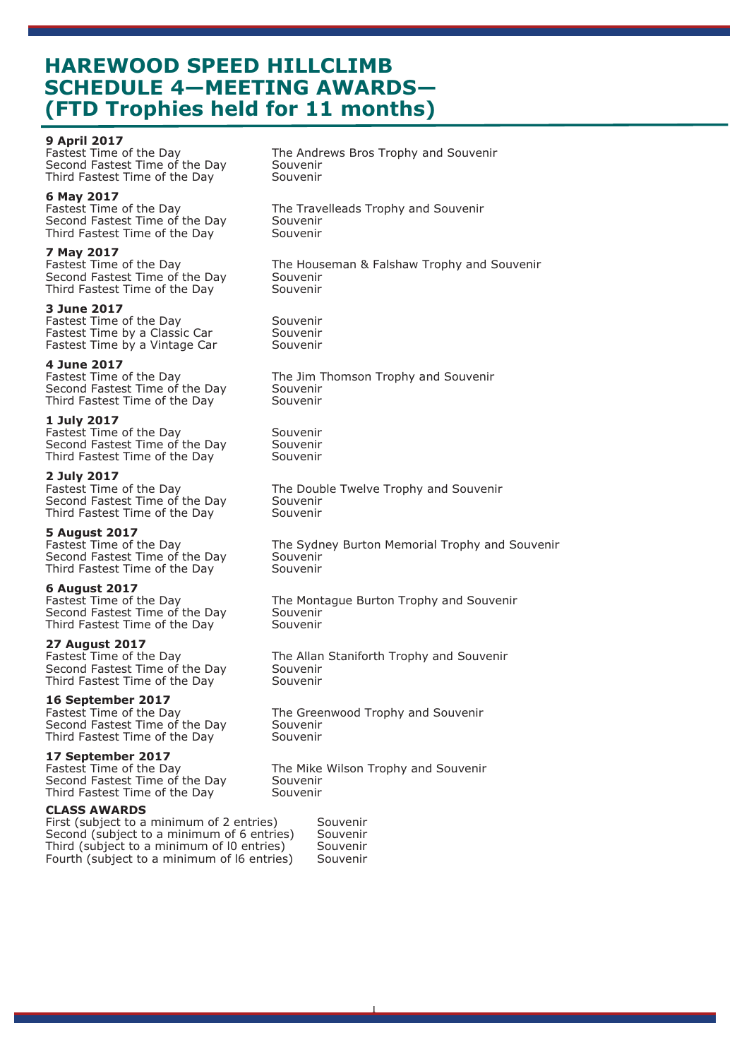# HAREWOOD SPEED HILLCLIMB SCHEDULE 4—MEETING AWARDS— (FTD Trophies held for 11 months)

**9 April 2017**

| | |
|---|---|
| Fastest Time of the Day | The Andrews Bros Trophy and Souvenir |
| Second Fastest Time of the Day | Souvenir |
| Third Fastest Time of the Day | Souvenir |

**6 May 2017**

| | |
|---|---|
| Fastest Time of the Day | The Travelleads Trophy and Souvenir |
| Second Fastest Time of the Day | Souvenir |
| Third Fastest Time of the Day | Souvenir |

**7 May 2017**

| | |
|---|---|
| Fastest Time of the Day | The Houseman & Falshaw Trophy and Souvenir |
| Second Fastest Time of the Day | Souvenir |
| Third Fastest Time of the Day | Souvenir |

**3 June 2017**

| | |
|---|---|
| Fastest Time of the Day | Souvenir |
| Fastest Time by a Classic Car | Souvenir |
| Fastest Time by a Vintage Car | Souvenir |

**4 June 2017**

| | |
|---|---|
| Fastest Time of the Day | The Jim Thomson Trophy and Souvenir |
| Second Fastest Time of the Day | Souvenir |
| Third Fastest Time of the Day | Souvenir |

**1 July 2017**

| | |
|---|---|
| Fastest Time of the Day | Souvenir |
| Second Fastest Time of the Day | Souvenir |
| Third Fastest Time of the Day | Souvenir |

**2 July 2017**

| | |
|---|---|
| Fastest Time of the Day | The Double Twelve Trophy and Souvenir |
| Second Fastest Time of the Day | Souvenir |
| Third Fastest Time of the Day | Souvenir |

**5 August 2017**

| | |
|---|---|
| Fastest Time of the Day | The Sydney Burton Memorial Trophy and Souvenir |
| Second Fastest Time of the Day | Souvenir |
| Third Fastest Time of the Day | Souvenir |

**6 August 2017**

| | |
|---|---|
| Fastest Time of the Day | The Montague Burton Trophy and Souvenir |
| Second Fastest Time of the Day | Souvenir |
| Third Fastest Time of the Day | Souvenir |

**27 August 2017**

| | |
|---|---|
| Fastest Time of the Day | The Allan Staniforth Trophy and Souvenir |
| Second Fastest Time of the Day | Souvenir |
| Third Fastest Time of the Day | Souvenir |

**16 September 2017**

| | |
|---|---|
| Fastest Time of the Day | The Greenwood Trophy and Souvenir |
| Second Fastest Time of the Day | Souvenir |
| Third Fastest Time of the Day | Souvenir |

**17 September 2017**

| | |
|---|---|
| Fastest Time of the Day | The Mike Wilson Trophy and Souvenir |
| Second Fastest Time of the Day | Souvenir |
| Third Fastest Time of the Day | Souvenir |

**CLASS AWARDS**

| | |
|---|---|
| First (subject to a minimum of 2 entries) | Souvenir |
| Second (subject to a minimum of 6 entries) | Souvenir |
| Third (subject to a minimum of l0 entries) | Souvenir |
| Fourth (subject to a minimum of l6 entries) | Souvenir |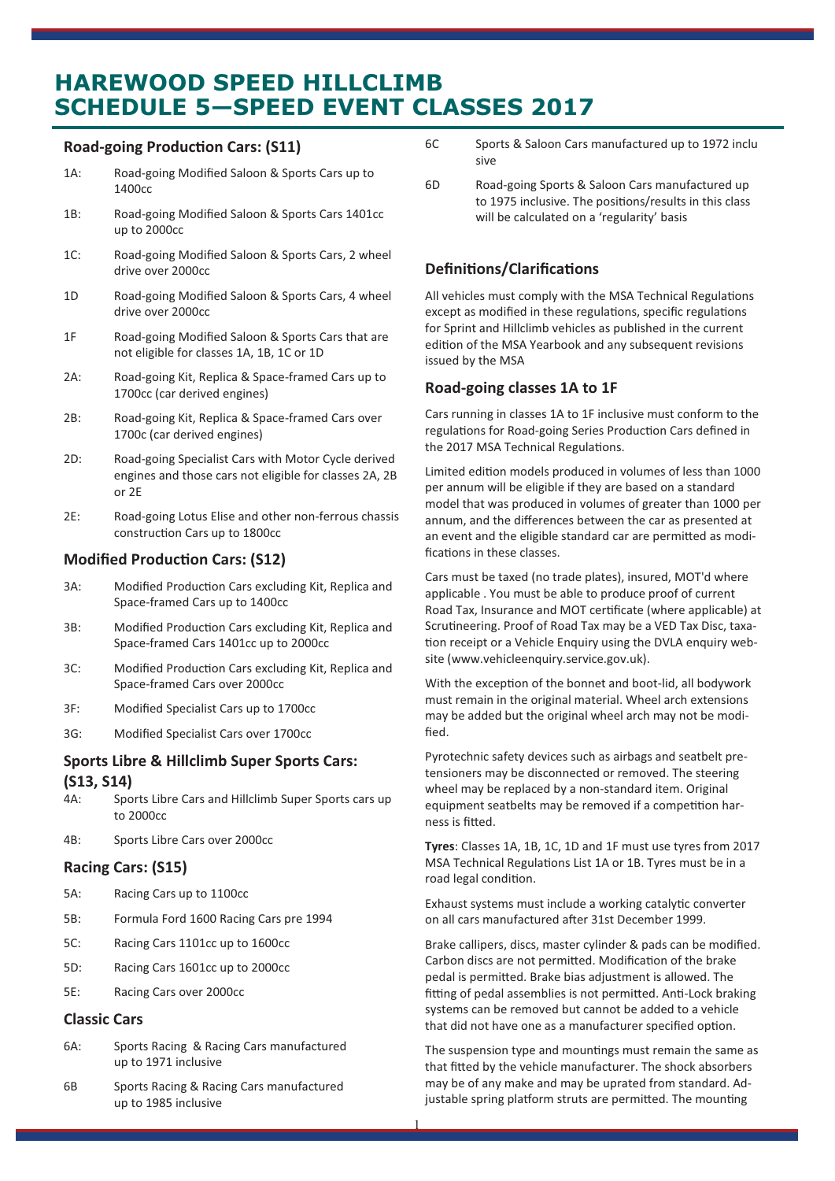# HAREWOOD SPEED HILLCLIMB
# SCHEDULE 5—SPEED EVENT CLASSES 2017

### Road-going Production Cars: (S11)

1A: Road-going Modified Saloon & Sports Cars up to 1400cc

1B: Road-going Modified Saloon & Sports Cars 1401cc up to 2000cc

1C: Road-going Modified Saloon & Sports Cars, 2 wheel drive over 2000cc

1D Road-going Modified Saloon & Sports Cars, 4 wheel drive over 2000cc

1F Road-going Modified Saloon & Sports Cars that are not eligible for classes 1A, 1B, 1C or 1D

2A: Road-going Kit, Replica & Space-framed Cars up to 1700cc (car derived engines)

2B: Road-going Kit, Replica & Space-framed Cars over 1700c (car derived engines)

2D: Road-going Specialist Cars with Motor Cycle derived engines and those cars not eligible for classes 2A, 2B or 2E

2E: Road-going Lotus Elise and other non-ferrous chassis construction Cars up to 1800cc

### Modified Production Cars: (S12)

3A: Modified Production Cars excluding Kit, Replica and Space-framed Cars up to 1400cc

3B: Modified Production Cars excluding Kit, Replica and Space-framed Cars 1401cc up to 2000cc

3C: Modified Production Cars excluding Kit, Replica and Space-framed Cars over 2000cc

3F: Modified Specialist Cars up to 1700cc

3G: Modified Specialist Cars over 1700cc

### Sports Libre & Hillclimb Super Sports Cars: (S13, S14)

4A: Sports Libre Cars and Hillclimb Super Sports cars up to 2000cc

4B: Sports Libre Cars over 2000cc

### Racing Cars: (S15)

5A: Racing Cars up to 1100cc

5B: Formula Ford 1600 Racing Cars pre 1994

5C: Racing Cars 1101cc up to 1600cc

5D: Racing Cars 1601cc up to 2000cc

5E: Racing Cars over 2000cc

### Classic Cars

6A: Sports Racing & Racing Cars manufactured up to 1971 inclusive

6B Sports Racing & Racing Cars manufactured up to 1985 inclusive

6C Sports & Saloon Cars manufactured up to 1972 inclusive

6D Road-going Sports & Saloon Cars manufactured up to 1975 inclusive. The positions/results in this class will be calculated on a 'regularity' basis

### Definitions/Clarifications

All vehicles must comply with the MSA Technical Regulations except as modified in these regulations, specific regulations for Sprint and Hillclimb vehicles as published in the current edition of the MSA Yearbook and any subsequent revisions issued by the MSA

### Road-going classes 1A to 1F

Cars running in classes 1A to 1F inclusive must conform to the regulations for Road-going Series Production Cars defined in the 2017 MSA Technical Regulations.

Limited edition models produced in volumes of less than 1000 per annum will be eligible if they are based on a standard model that was produced in volumes of greater than 1000 per annum, and the differences between the car as presented at an event and the eligible standard car are permitted as modifications in these classes.

Cars must be taxed (no trade plates), insured, MOT'd where applicable . You must be able to produce proof of current Road Tax, Insurance and MOT certificate (where applicable) at Scrutineering. Proof of Road Tax may be a VED Tax Disc, taxation receipt or a Vehicle Enquiry using the DVLA enquiry website (www.vehicleenquiry.service.gov.uk).

With the exception of the bonnet and boot-lid, all bodywork must remain in the original material. Wheel arch extensions may be added but the original wheel arch may not be modified.

Pyrotechnic safety devices such as airbags and seatbelt pretensioners may be disconnected or removed. The steering wheel may be replaced by a non-standard item. Original equipment seatbelts may be removed if a competition harness is fitted.

**Tyres**: Classes 1A, 1B, 1C, 1D and 1F must use tyres from 2017 MSA Technical Regulations List 1A or 1B. Tyres must be in a road legal condition.

Exhaust systems must include a working catalytic converter on all cars manufactured after 31st December 1999.

Brake callipers, discs, master cylinder & pads can be modified. Carbon discs are not permitted. Modification of the brake pedal is permitted. Brake bias adjustment is allowed. The fitting of pedal assemblies is not permitted. Anti-Lock braking systems can be removed but cannot be added to a vehicle that did not have one as a manufacturer specified option.

The suspension type and mountings must remain the same as that fitted by the vehicle manufacturer. The shock absorbers may be of any make and may be uprated from standard. Adjustable spring platform struts are permitted. The mounting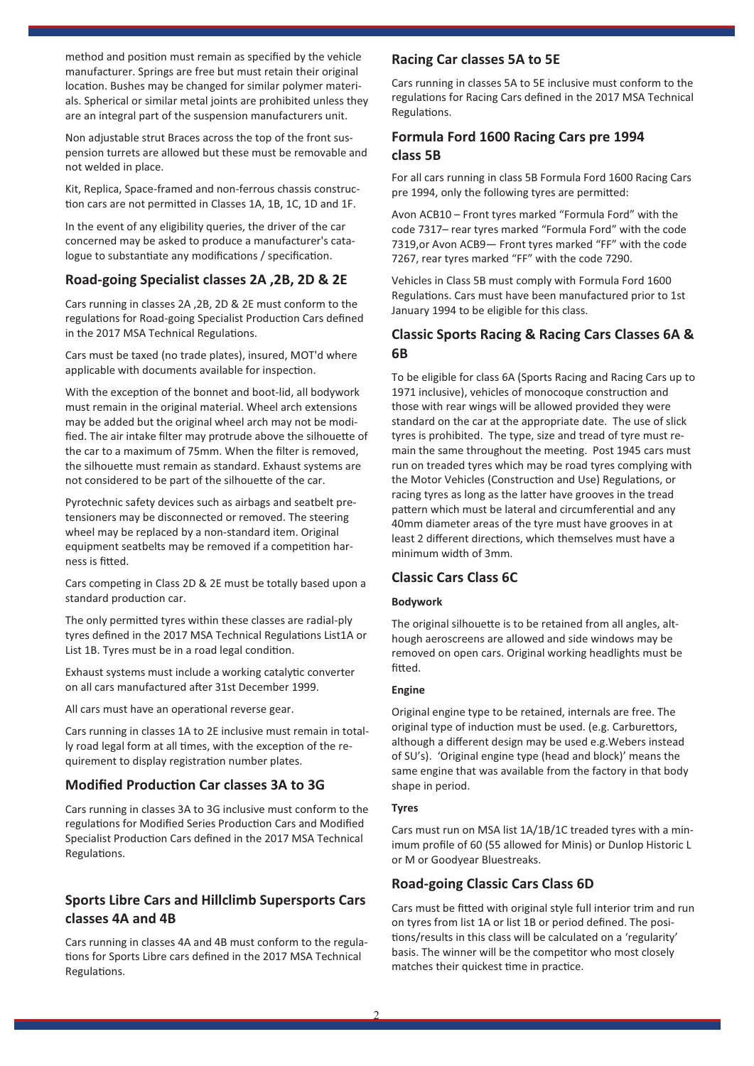method and position must remain as specified by the vehicle manufacturer. Springs are free but must retain their original location. Bushes may be changed for similar polymer materials. Spherical or similar metal joints are prohibited unless they are an integral part of the suspension manufacturers unit.

Non adjustable strut Braces across the top of the front suspension turrets are allowed but these must be removable and not welded in place.

Kit, Replica, Space-framed and non-ferrous chassis construction cars are not permitted in Classes 1A, 1B, 1C, 1D and 1F.

In the event of any eligibility queries, the driver of the car concerned may be asked to produce a manufacturer's catalogue to substantiate any modifications / specification.

## Road-going Specialist classes 2A ,2B, 2D & 2E

Cars running in classes 2A ,2B, 2D & 2E must conform to the regulations for Road-going Specialist Production Cars defined in the 2017 MSA Technical Regulations.

Cars must be taxed (no trade plates), insured, MOT'd where applicable with documents available for inspection.

With the exception of the bonnet and boot-lid, all bodywork must remain in the original material. Wheel arch extensions may be added but the original wheel arch may not be modified. The air intake filter may protrude above the silhouette of the car to a maximum of 75mm. When the filter is removed, the silhouette must remain as standard. Exhaust systems are not considered to be part of the silhouette of the car.

Pyrotechnic safety devices such as airbags and seatbelt pretensioners may be disconnected or removed. The steering wheel may be replaced by a non-standard item. Original equipment seatbelts may be removed if a competition harness is fitted.

Cars competing in Class 2D & 2E must be totally based upon a standard production car.

The only permitted tyres within these classes are radial-ply tyres defined in the 2017 MSA Technical Regulations List1A or List 1B. Tyres must be in a road legal condition.

Exhaust systems must include a working catalytic converter on all cars manufactured after 31st December 1999.

All cars must have an operational reverse gear.

Cars running in classes 1A to 2E inclusive must remain in totally road legal form at all times, with the exception of the requirement to display registration number plates.

## Modified Production Car classes 3A to 3G

Cars running in classes 3A to 3G inclusive must conform to the regulations for Modified Series Production Cars and Modified Specialist Production Cars defined in the 2017 MSA Technical Regulations.

## Sports Libre Cars and Hillclimb Supersports Cars classes 4A and 4B

Cars running in classes 4A and 4B must conform to the regulations for Sports Libre cars defined in the 2017 MSA Technical Regulations.

## Racing Car classes 5A to 5E

Cars running in classes 5A to 5E inclusive must conform to the regulations for Racing Cars defined in the 2017 MSA Technical Regulations.

## Formula Ford 1600 Racing Cars pre 1994 class 5B

For all cars running in class 5B Formula Ford 1600 Racing Cars pre 1994, only the following tyres are permitted:

Avon ACB10 – Front tyres marked "Formula Ford" with the code 7317– rear tyres marked "Formula Ford" with the code 7319,or Avon ACB9— Front tyres marked "FF" with the code 7267, rear tyres marked "FF" with the code 7290.

Vehicles in Class 5B must comply with Formula Ford 1600 Regulations. Cars must have been manufactured prior to 1st January 1994 to be eligible for this class.

## Classic Sports Racing & Racing Cars Classes 6A & 6B

To be eligible for class 6A (Sports Racing and Racing Cars up to 1971 inclusive), vehicles of monocoque construction and those with rear wings will be allowed provided they were standard on the car at the appropriate date. The use of slick tyres is prohibited. The type, size and tread of tyre must remain the same throughout the meeting. Post 1945 cars must run on treaded tyres which may be road tyres complying with the Motor Vehicles (Construction and Use) Regulations, or racing tyres as long as the latter have grooves in the tread pattern which must be lateral and circumferential and any 40mm diameter areas of the tyre must have grooves in at least 2 different directions, which themselves must have a minimum width of 3mm.

## Classic Cars Class 6C

**Bodywork**

The original silhouette is to be retained from all angles, although aeroscreens are allowed and side windows may be removed on open cars. Original working headlights must be fitted.

**Engine**

Original engine type to be retained, internals are free. The original type of induction must be used. (e.g. Carburettors, although a different design may be used e.g.Webers instead of SU's). 'Original engine type (head and block)' means the same engine that was available from the factory in that body shape in period.

**Tyres**

Cars must run on MSA list 1A/1B/1C treaded tyres with a minimum profile of 60 (55 allowed for Minis) or Dunlop Historic L or M or Goodyear Bluestreaks.

## Road-going Classic Cars Class 6D

Cars must be fitted with original style full interior trim and run on tyres from list 1A or list 1B or period defined. The positions/results in this class will be calculated on a 'regularity' basis. The winner will be the competitor who most closely matches their quickest time in practice.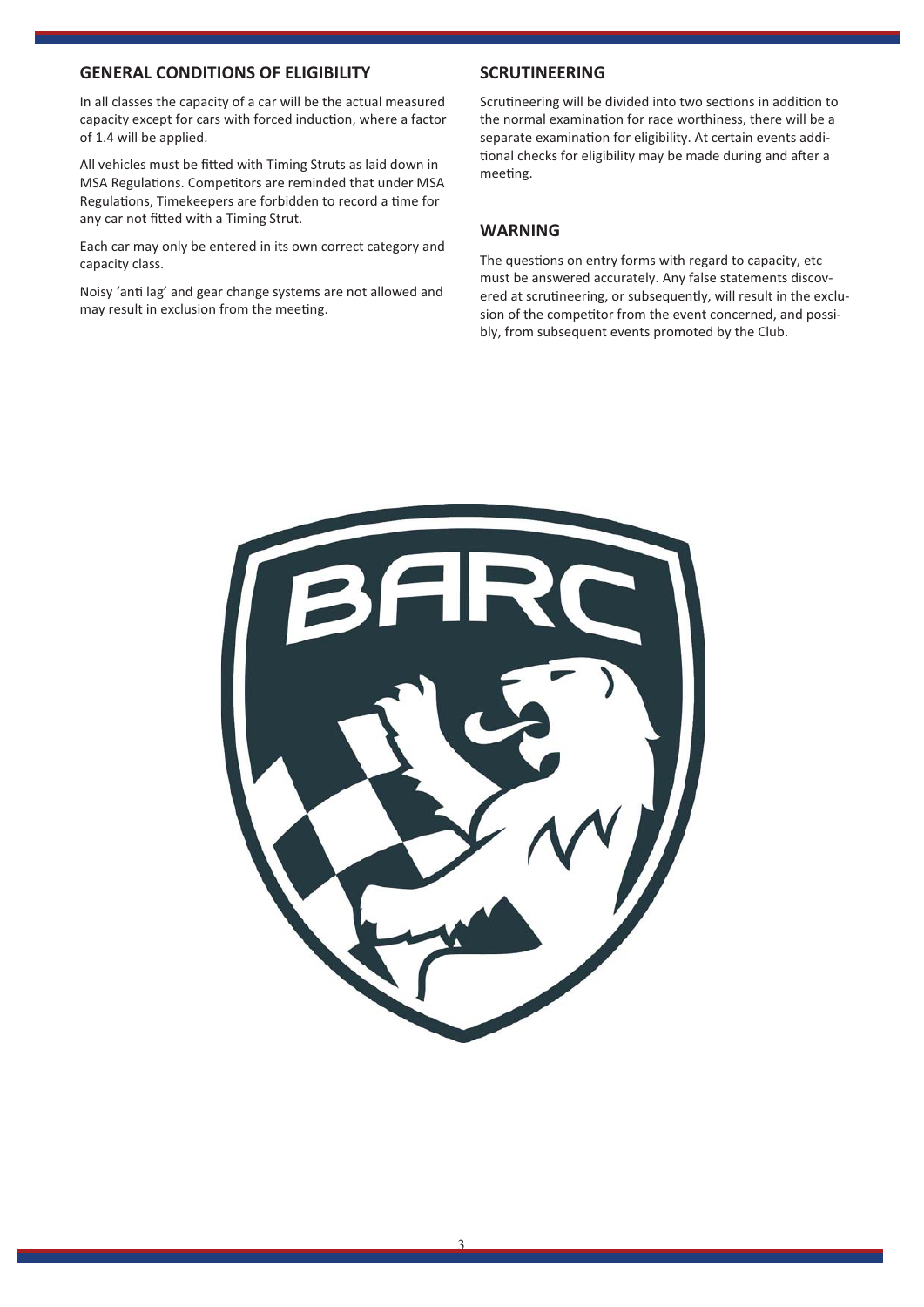## GENERAL CONDITIONS OF ELIGIBILITY

In all classes the capacity of a car will be the actual measured capacity except for cars with forced induction, where a factor of 1.4 will be applied.

All vehicles must be fitted with Timing Struts as laid down in MSA Regulations. Competitors are reminded that under MSA Regulations, Timekeepers are forbidden to record a time for any car not fitted with a Timing Strut.

Each car may only be entered in its own correct category and capacity class.

Noisy 'anti lag' and gear change systems are not allowed and may result in exclusion from the meeting.

## SCRUTINEERING

Scrutineering will be divided into two sections in addition to the normal examination for race worthiness, there will be a separate examination for eligibility. At certain events additional checks for eligibility may be made during and after a meeting.

## WARNING

The questions on entry forms with regard to capacity, etc must be answered accurately. Any false statements discovered at scrutineering, or subsequently, will result in the exclusion of the competitor from the event concerned, and possibly, from subsequent events promoted by the Club.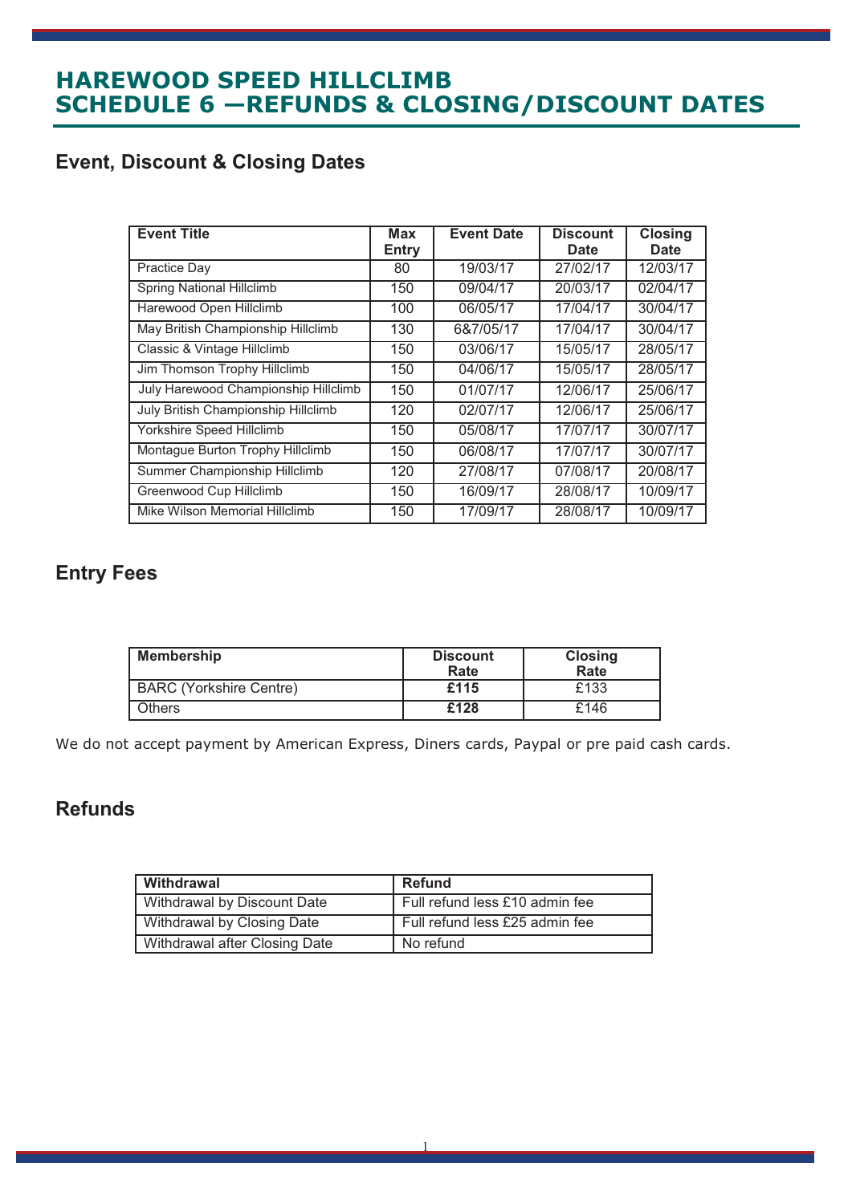# HAREWOOD SPEED HILLCLIMB
# SCHEDULE 6 —REFUNDS & CLOSING/DISCOUNT DATES

## Event, Discount & Closing Dates

| Event Title | Max Entry | Event Date | Discount Date | Closing Date |
|---|---|---|---|---|
| Practice Day | 80 | 19/03/17 | 27/02/17 | 12/03/17 |
| Spring National Hillclimb | 150 | 09/04/17 | 20/03/17 | 02/04/17 |
| Harewood Open Hillclimb | 100 | 06/05/17 | 17/04/17 | 30/04/17 |
| May British Championship Hillclimb | 130 | 6&7/05/17 | 17/04/17 | 30/04/17 |
| Classic & Vintage Hillclimb | 150 | 03/06/17 | 15/05/17 | 28/05/17 |
| Jim Thomson Trophy Hillclimb | 150 | 04/06/17 | 15/05/17 | 28/05/17 |
| July Harewood Championship Hillclimb | 150 | 01/07/17 | 12/06/17 | 25/06/17 |
| July British Championship Hillclimb | 120 | 02/07/17 | 12/06/17 | 25/06/17 |
| Yorkshire Speed Hillclimb | 150 | 05/08/17 | 17/07/17 | 30/07/17 |
| Montague Burton Trophy Hillclimb | 150 | 06/08/17 | 17/07/17 | 30/07/17 |
| Summer Championship Hillclimb | 120 | 27/08/17 | 07/08/17 | 20/08/17 |
| Greenwood Cup Hillclimb | 150 | 16/09/17 | 28/08/17 | 10/09/17 |
| Mike Wilson Memorial Hillclimb | 150 | 17/09/17 | 28/08/17 | 10/09/17 |

## Entry Fees

| Membership | Discount Rate | Closing Rate |
|---|---|---|
| BARC (Yorkshire Centre) | **£115** | £133 |
| Others | **£128** | £146 |

We do not accept payment by American Express, Diners cards, Paypal or pre paid cash cards.

## Refunds

| Withdrawal | Refund |
|---|---|
| Withdrawal by Discount Date | Full refund less £10 admin fee |
| Withdrawal by Closing Date | Full refund less £25 admin fee |
| Withdrawal after Closing Date | No refund |